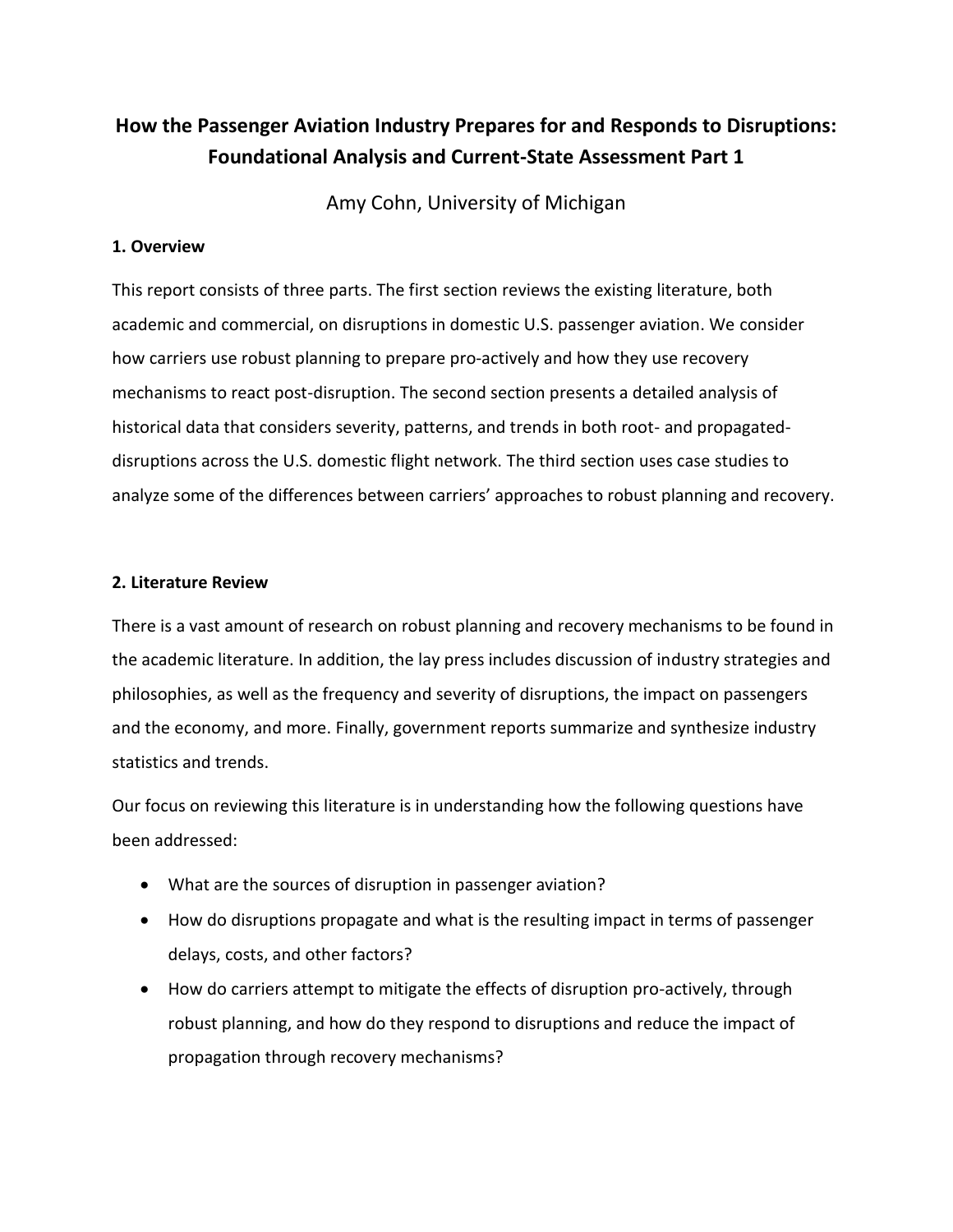# How the Passenger Aviation Industry Prepares for and Responds to Disruptions: Foundational Analysis and Current-State Assessment Part 1

Amy Cohn, University of Michigan

## 1. Overview

This report consists of three parts. The first section reviews the existing literature, both academic and commercial, on disruptions in domestic U.S. passenger aviation. We consider how carriers use robust planning to prepare pro-actively and how they use recovery mechanisms to react post-disruption. The second section presents a detailed analysis of historical data that considers severity, patterns, and trends in both root- and propagated-disruptions across the U.S. domestic flight network. The third section uses case studies to analyze some of the differences between carriers' approaches to robust planning and recovery.

## 2. Literature Review

There is a vast amount of research on robust planning and recovery mechanisms to be found in the academic literature. In addition, the lay press includes discussion of industry strategies and philosophies, as well as the frequency and severity of disruptions, the impact on passengers and the economy, and more. Finally, government reports summarize and synthesize industry statistics and trends.

Our focus on reviewing this literature is in understanding how the following questions have been addressed:

- What are the sources of disruption in passenger aviation?
- How do disruptions propagate and what is the resulting impact in terms of passenger delays, costs, and other factors?
- How do carriers attempt to mitigate the effects of disruption pro-actively, through robust planning, and how do they respond to disruptions and reduce the impact of propagation through recovery mechanisms?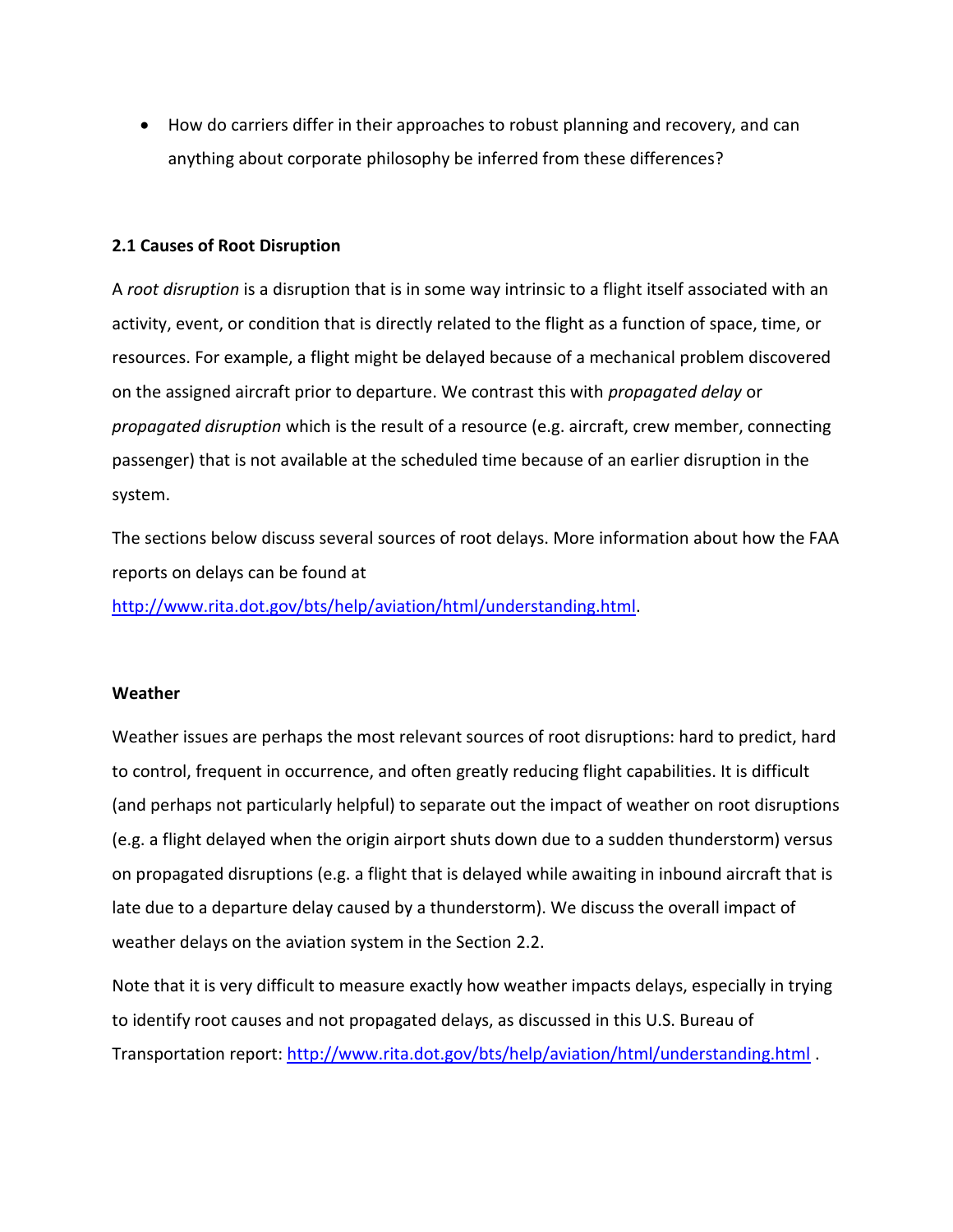- How do carriers differ in their approaches to robust planning and recovery, and can anything about corporate philosophy be inferred from these differences?

### 2.1 Causes of Root Disruption

A *root disruption* is a disruption that is in some way intrinsic to a flight itself associated with an activity, event, or condition that is directly related to the flight as a function of space, time, or resources. For example, a flight might be delayed because of a mechanical problem discovered on the assigned aircraft prior to departure. We contrast this with *propagated delay* or *propagated disruption* which is the result of a resource (e.g. aircraft, crew member, connecting passenger) that is not available at the scheduled time because of an earlier disruption in the system.

The sections below discuss several sources of root delays. More information about how the FAA reports on delays can be found at [http://www.rita.dot.gov/bts/help/aviation/html/understanding.html](http://www.rita.dot.gov/bts/help/aviation/html/understanding.html).

#### Weather

Weather issues are perhaps the most relevant sources of root disruptions: hard to predict, hard to control, frequent in occurrence, and often greatly reducing flight capabilities. It is difficult (and perhaps not particularly helpful) to separate out the impact of weather on root disruptions (e.g. a flight delayed when the origin airport shuts down due to a sudden thunderstorm) versus on propagated disruptions (e.g. a flight that is delayed while awaiting in inbound aircraft that is late due to a departure delay caused by a thunderstorm). We discuss the overall impact of weather delays on the aviation system in the Section 2.2.

Note that it is very difficult to measure exactly how weather impacts delays, especially in trying to identify root causes and not propagated delays, as discussed in this U.S. Bureau of Transportation report: [http://www.rita.dot.gov/bts/help/aviation/html/understanding.html](http://www.rita.dot.gov/bts/help/aviation/html/understanding.html) .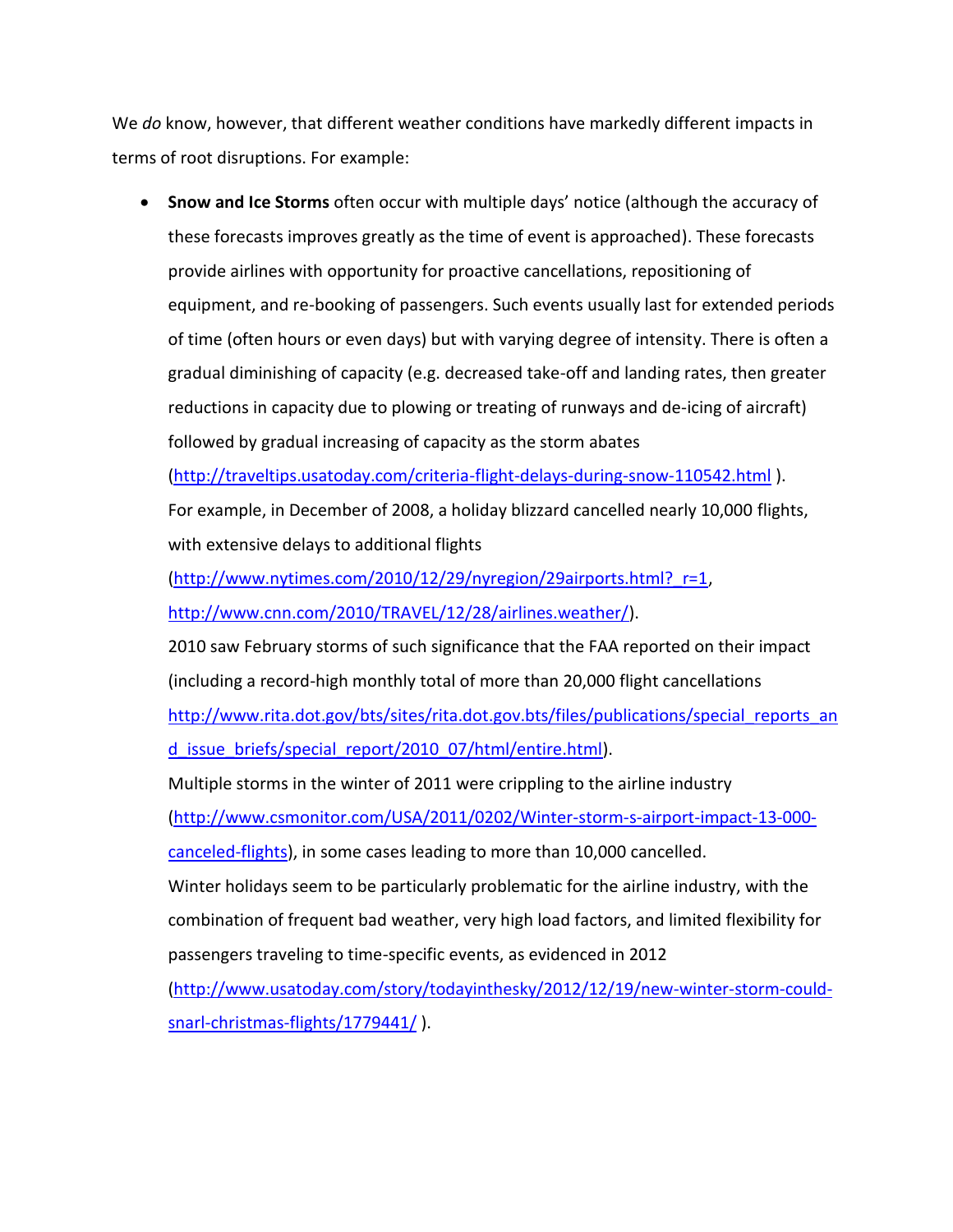We *do* know, however, that different weather conditions have markedly different impacts in terms of root disruptions. For example:

- **Snow and Ice Storms** often occur with multiple days' notice (although the accuracy of these forecasts improves greatly as the time of event is approached). These forecasts provide airlines with opportunity for proactive cancellations, repositioning of equipment, and re-booking of passengers. Such events usually last for extended periods of time (often hours or even days) but with varying degree of intensity. There is often a gradual diminishing of capacity (e.g. decreased take-off and landing rates, then greater reductions in capacity due to plowing or treating of runways and de-icing of aircraft) followed by gradual increasing of capacity as the storm abates (http://traveltips.usatoday.com/criteria-flight-delays-during-snow-110542.html ).
  For example, in December of 2008, a holiday blizzard cancelled nearly 10,000 flights, with extensive delays to additional flights (http://www.nytimes.com/2010/12/29/nyregion/29airports.html?_r=1, http://www.cnn.com/2010/TRAVEL/12/28/airlines.weather/).
  2010 saw February storms of such significance that the FAA reported on their impact (including a record-high monthly total of more than 20,000 flight cancellations http://www.rita.dot.gov/bts/sites/rita.dot.gov.bts/files/publications/special_reports_and_issue_briefs/special_report/2010_07/html/entire.html).
  Multiple storms in the winter of 2011 were crippling to the airline industry (http://www.csmonitor.com/USA/2011/0202/Winter-storm-s-airport-impact-13-000-canceled-flights), in some cases leading to more than 10,000 cancelled.
  Winter holidays seem to be particularly problematic for the airline industry, with the combination of frequent bad weather, very high load factors, and limited flexibility for passengers traveling to time-specific events, as evidenced in 2012 (http://www.usatoday.com/story/todayinthesky/2012/12/19/new-winter-storm-could-snarl-christmas-flights/1779441/ ).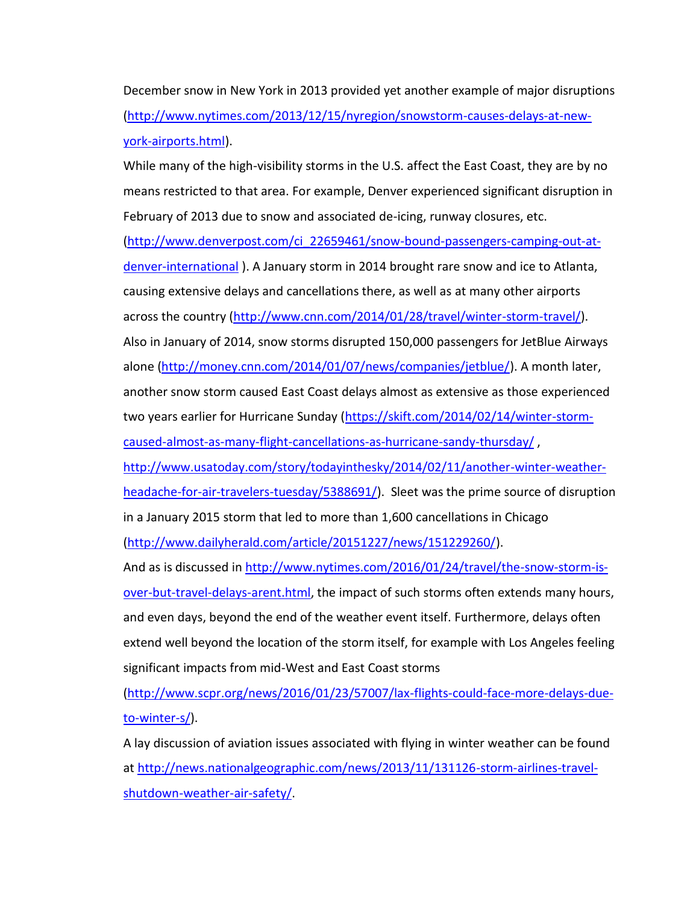December snow in New York in 2013 provided yet another example of major disruptions (http://www.nytimes.com/2013/12/15/nyregion/snowstorm-causes-delays-at-new-york-airports.html).

While many of the high-visibility storms in the U.S. affect the East Coast, they are by no means restricted to that area. For example, Denver experienced significant disruption in February of 2013 due to snow and associated de-icing, runway closures, etc. (http://www.denverpost.com/ci_22659461/snow-bound-passengers-camping-out-at-denver-international ). A January storm in 2014 brought rare snow and ice to Atlanta, causing extensive delays and cancellations there, as well as at many other airports across the country (http://www.cnn.com/2014/01/28/travel/winter-storm-travel/). Also in January of 2014, snow storms disrupted 150,000 passengers for JetBlue Airways alone (http://money.cnn.com/2014/01/07/news/companies/jetblue/). A month later, another snow storm caused East Coast delays almost as extensive as those experienced two years earlier for Hurricane Sunday (https://skift.com/2014/02/14/winter-storm-caused-almost-as-many-flight-cancellations-as-hurricane-sandy-thursday/ , http://www.usatoday.com/story/todayinthesky/2014/02/11/another-winter-weather-headache-for-air-travelers-tuesday/5388691/). Sleet was the prime source of disruption in a January 2015 storm that led to more than 1,600 cancellations in Chicago (http://www.dailyherald.com/article/20151227/news/151229260/).

And as is discussed in http://www.nytimes.com/2016/01/24/travel/the-snow-storm-is-over-but-travel-delays-arent.html, the impact of such storms often extends many hours, and even days, beyond the end of the weather event itself. Furthermore, delays often extend well beyond the location of the storm itself, for example with Los Angeles feeling significant impacts from mid-West and East Coast storms (http://www.scpr.org/news/2016/01/23/57007/lax-flights-could-face-more-delays-due-to-winter-s/).

A lay discussion of aviation issues associated with flying in winter weather can be found at http://news.nationalgeographic.com/news/2013/11/131126-storm-airlines-travel-shutdown-weather-air-safety/.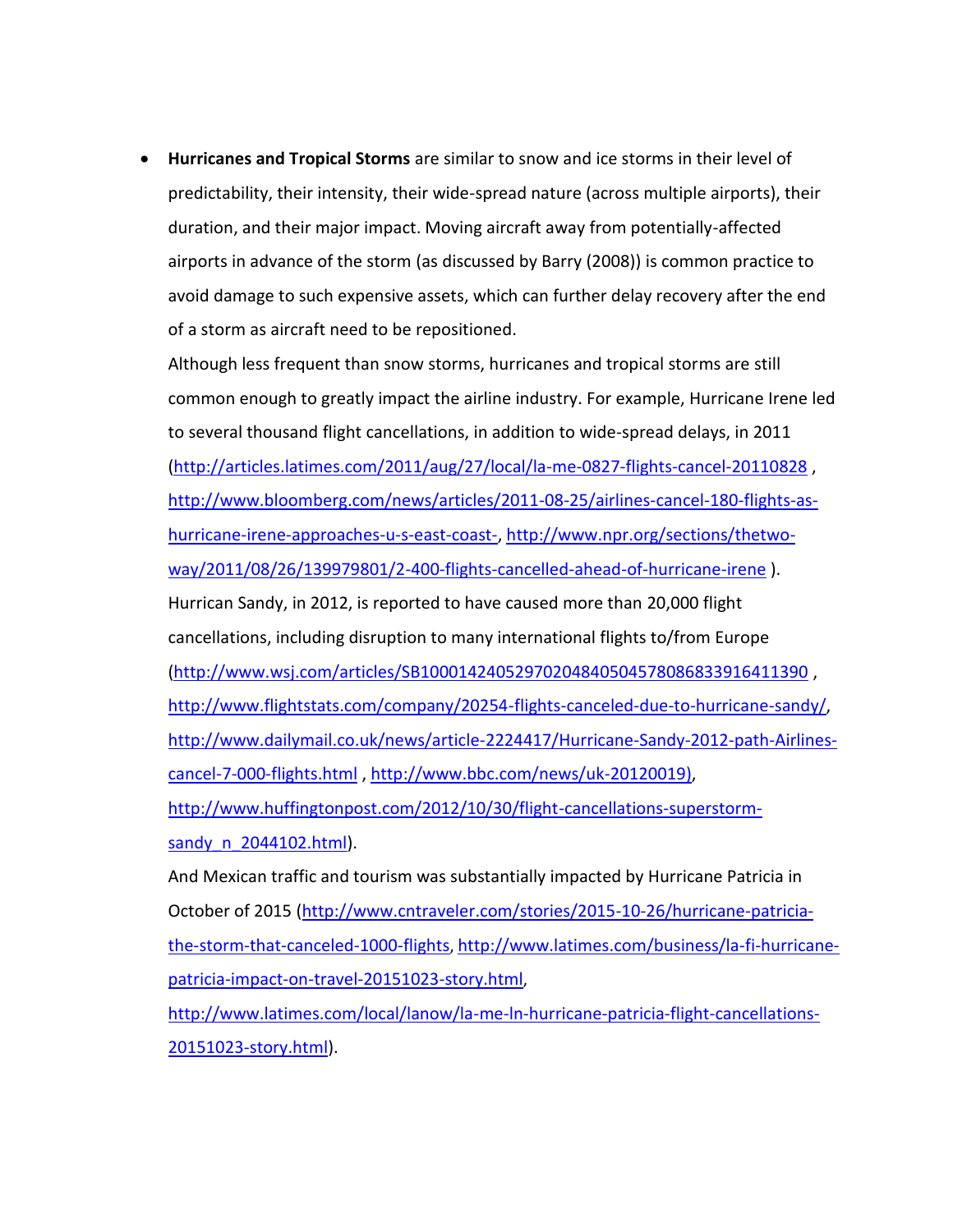- **Hurricanes and Tropical Storms** are similar to snow and ice storms in their level of predictability, their intensity, their wide-spread nature (across multiple airports), their duration, and their major impact. Moving aircraft away from potentially-affected airports in advance of the storm (as discussed by Barry (2008)) is common practice to avoid damage to such expensive assets, which can further delay recovery after the end of a storm as aircraft need to be repositioned.

  Although less frequent than snow storms, hurricanes and tropical storms are still common enough to greatly impact the airline industry. For example, Hurricane Irene led to several thousand flight cancellations, in addition to wide-spread delays, in 2011 (http://articles.latimes.com/2011/aug/27/local/la-me-0827-flights-cancel-20110828 , http://www.bloomberg.com/news/articles/2011-08-25/airlines-cancel-180-flights-as-hurricane-irene-approaches-u-s-east-coast-, http://www.npr.org/sections/thetwo-way/2011/08/26/139979801/2-400-flights-cancelled-ahead-of-hurricane-irene ).

  Hurrican Sandy, in 2012, is reported to have caused more than 20,000 flight cancellations, including disruption to many international flights to/from Europe (http://www.wsj.com/articles/SB10001424052970204840504578086833916411390 , http://www.flightstats.com/company/20254-flights-canceled-due-to-hurricane-sandy/, http://www.dailymail.co.uk/news/article-2224417/Hurricane-Sandy-2012-path-Airlines-cancel-7-000-flights.html , http://www.bbc.com/news/uk-20120019), http://www.huffingtonpost.com/2012/10/30/flight-cancellations-superstorm-sandy_n_2044102.html).

  And Mexican traffic and tourism was substantially impacted by Hurricane Patricia in October of 2015 (http://www.cntraveler.com/stories/2015-10-26/hurricane-patricia-the-storm-that-canceled-1000-flights, http://www.latimes.com/business/la-fi-hurricane-patricia-impact-on-travel-20151023-story.html, http://www.latimes.com/local/lanow/la-me-ln-hurricane-patricia-flight-cancellations-20151023-story.html).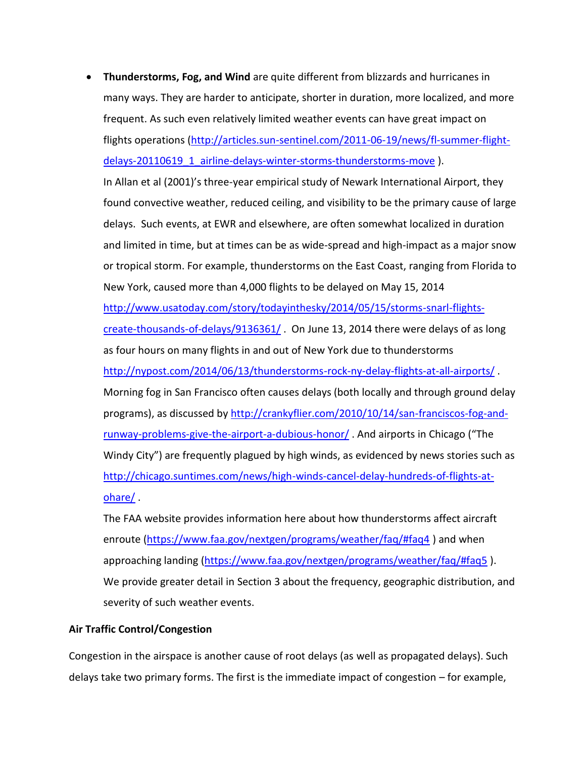- **Thunderstorms, Fog, and Wind** are quite different from blizzards and hurricanes in many ways. They are harder to anticipate, shorter in duration, more localized, and more frequent. As such even relatively limited weather events can have great impact on flights operations (http://articles.sun-sentinel.com/2011-06-19/news/fl-summer-flight-delays-20110619_1_airline-delays-winter-storms-thunderstorms-move ).

  In Allan et al (2001)'s three-year empirical study of Newark International Airport, they found convective weather, reduced ceiling, and visibility to be the primary cause of large delays. Such events, at EWR and elsewhere, are often somewhat localized in duration and limited in time, but at times can be as wide-spread and high-impact as a major snow or tropical storm. For example, thunderstorms on the East Coast, ranging from Florida to New York, caused more than 4,000 flights to be delayed on May 15, 2014 http://www.usatoday.com/story/todayinthesky/2014/05/15/storms-snarl-flights-create-thousands-of-delays/9136361/ . On June 13, 2014 there were delays of as long as four hours on many flights in and out of New York due to thunderstorms http://nypost.com/2014/06/13/thunderstorms-rock-ny-delay-flights-at-all-airports/ . Morning fog in San Francisco often causes delays (both locally and through ground delay programs), as discussed by http://crankyflier.com/2010/10/14/san-franciscos-fog-and-runway-problems-give-the-airport-a-dubious-honor/ . And airports in Chicago ("The Windy City") are frequently plagued by high winds, as evidenced by news stories such as http://chicago.suntimes.com/news/high-winds-cancel-delay-hundreds-of-flights-at-ohare/ .

  The FAA website provides information here about how thunderstorms affect aircraft enroute (https://www.faa.gov/nextgen/programs/weather/faq/#faq4 ) and when approaching landing (https://www.faa.gov/nextgen/programs/weather/faq/#faq5 ). We provide greater detail in Section 3 about the frequency, geographic distribution, and severity of such weather events.

**Air Traffic Control/Congestion**

Congestion in the airspace is another cause of root delays (as well as propagated delays). Such delays take two primary forms. The first is the immediate impact of congestion – for example,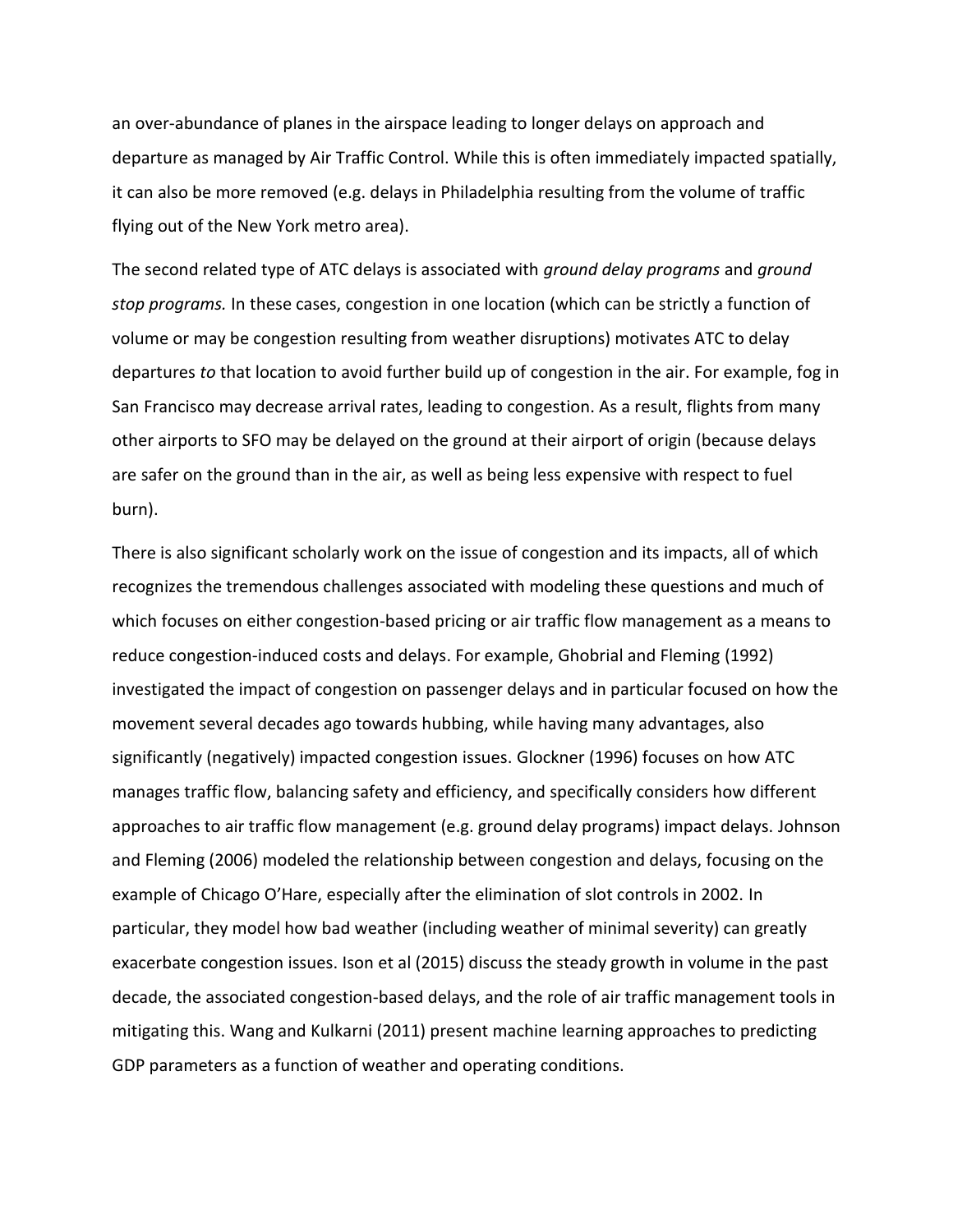an over-abundance of planes in the airspace leading to longer delays on approach and departure as managed by Air Traffic Control. While this is often immediately impacted spatially, it can also be more removed (e.g. delays in Philadelphia resulting from the volume of traffic flying out of the New York metro area).

The second related type of ATC delays is associated with *ground delay programs* and *ground stop programs.* In these cases, congestion in one location (which can be strictly a function of volume or may be congestion resulting from weather disruptions) motivates ATC to delay departures *to* that location to avoid further build up of congestion in the air. For example, fog in San Francisco may decrease arrival rates, leading to congestion. As a result, flights from many other airports to SFO may be delayed on the ground at their airport of origin (because delays are safer on the ground than in the air, as well as being less expensive with respect to fuel burn).

There is also significant scholarly work on the issue of congestion and its impacts, all of which recognizes the tremendous challenges associated with modeling these questions and much of which focuses on either congestion-based pricing or air traffic flow management as a means to reduce congestion-induced costs and delays. For example, Ghobrial and Fleming (1992) investigated the impact of congestion on passenger delays and in particular focused on how the movement several decades ago towards hubbing, while having many advantages, also significantly (negatively) impacted congestion issues. Glockner (1996) focuses on how ATC manages traffic flow, balancing safety and efficiency, and specifically considers how different approaches to air traffic flow management (e.g. ground delay programs) impact delays. Johnson and Fleming (2006) modeled the relationship between congestion and delays, focusing on the example of Chicago O'Hare, especially after the elimination of slot controls in 2002. In particular, they model how bad weather (including weather of minimal severity) can greatly exacerbate congestion issues. Ison et al (2015) discuss the steady growth in volume in the past decade, the associated congestion-based delays, and the role of air traffic management tools in mitigating this. Wang and Kulkarni (2011) present machine learning approaches to predicting GDP parameters as a function of weather and operating conditions.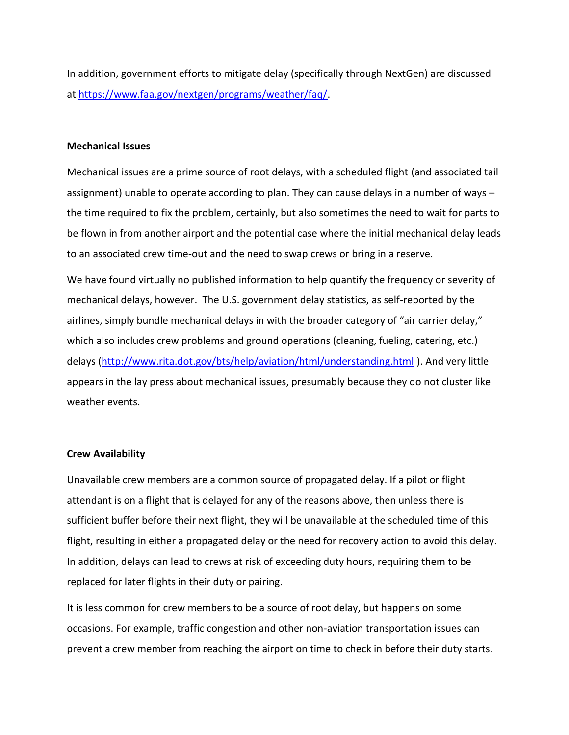In addition, government efforts to mitigate delay (specifically through NextGen) are discussed at [https://www.faa.gov/nextgen/programs/weather/faq/](https://www.faa.gov/nextgen/programs/weather/faq/).

### Mechanical Issues

Mechanical issues are a prime source of root delays, with a scheduled flight (and associated tail assignment) unable to operate according to plan. They can cause delays in a number of ways – the time required to fix the problem, certainly, but also sometimes the need to wait for parts to be flown in from another airport and the potential case where the initial mechanical delay leads to an associated crew time-out and the need to swap crews or bring in a reserve.

We have found virtually no published information to help quantify the frequency or severity of mechanical delays, however. The U.S. government delay statistics, as self-reported by the airlines, simply bundle mechanical delays in with the broader category of "air carrier delay," which also includes crew problems and ground operations (cleaning, fueling, catering, etc.) delays ([http://www.rita.dot.gov/bts/help/aviation/html/understanding.html](http://www.rita.dot.gov/bts/help/aviation/html/understanding.html) ). And very little appears in the lay press about mechanical issues, presumably because they do not cluster like weather events.

### Crew Availability

Unavailable crew members are a common source of propagated delay. If a pilot or flight attendant is on a flight that is delayed for any of the reasons above, then unless there is sufficient buffer before their next flight, they will be unavailable at the scheduled time of this flight, resulting in either a propagated delay or the need for recovery action to avoid this delay. In addition, delays can lead to crews at risk of exceeding duty hours, requiring them to be replaced for later flights in their duty or pairing.

It is less common for crew members to be a source of root delay, but happens on some occasions. For example, traffic congestion and other non-aviation transportation issues can prevent a crew member from reaching the airport on time to check in before their duty starts.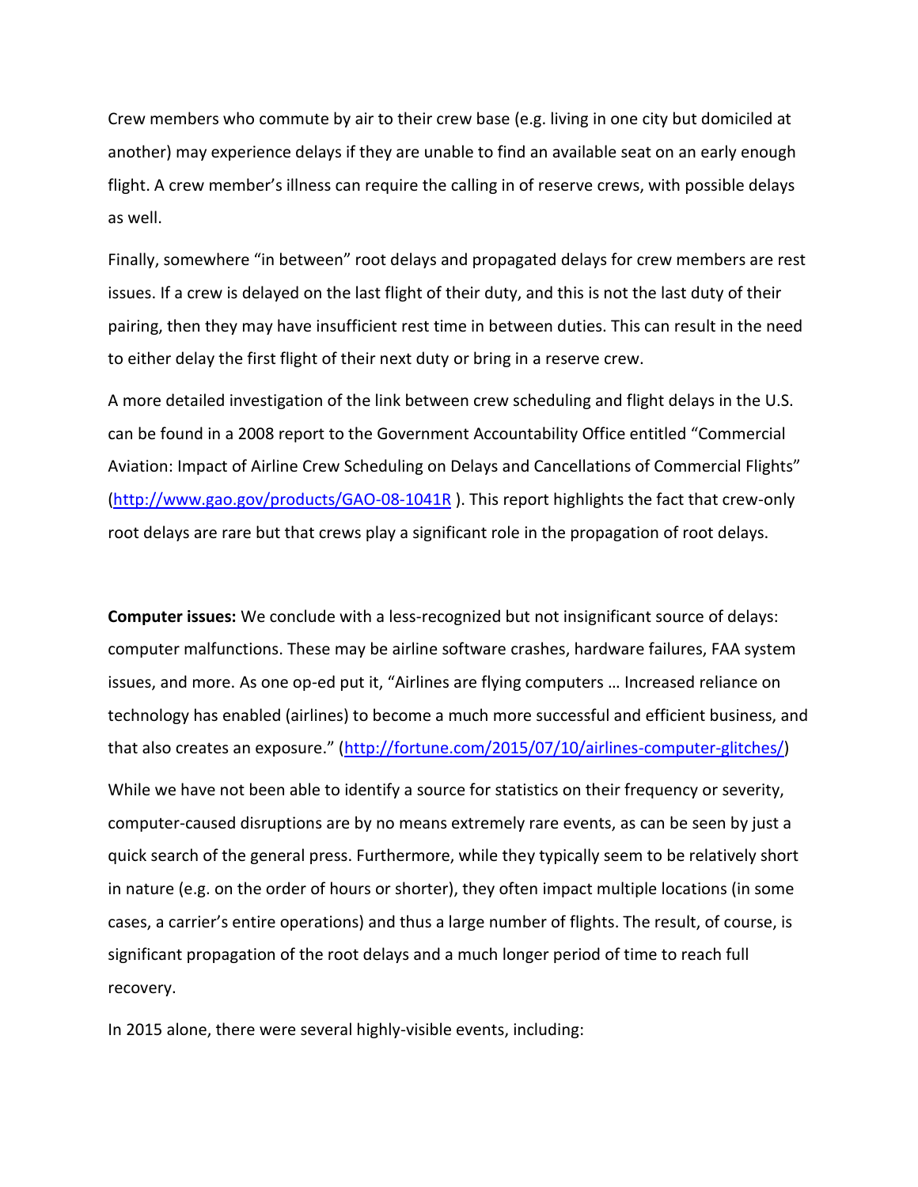Crew members who commute by air to their crew base (e.g. living in one city but domiciled at another) may experience delays if they are unable to find an available seat on an early enough flight. A crew member's illness can require the calling in of reserve crews, with possible delays as well.

Finally, somewhere "in between" root delays and propagated delays for crew members are rest issues. If a crew is delayed on the last flight of their duty, and this is not the last duty of their pairing, then they may have insufficient rest time in between duties. This can result in the need to either delay the first flight of their next duty or bring in a reserve crew.

A more detailed investigation of the link between crew scheduling and flight delays in the U.S. can be found in a 2008 report to the Government Accountability Office entitled "Commercial Aviation: Impact of Airline Crew Scheduling on Delays and Cancellations of Commercial Flights" (http://www.gao.gov/products/GAO-08-1041R ). This report highlights the fact that crew-only root delays are rare but that crews play a significant role in the propagation of root delays.

**Computer issues:** We conclude with a less-recognized but not insignificant source of delays: computer malfunctions. These may be airline software crashes, hardware failures, FAA system issues, and more. As one op-ed put it, "Airlines are flying computers … Increased reliance on technology has enabled (airlines) to become a much more successful and efficient business, and that also creates an exposure." (http://fortune.com/2015/07/10/airlines-computer-glitches/)

While we have not been able to identify a source for statistics on their frequency or severity, computer-caused disruptions are by no means extremely rare events, as can be seen by just a quick search of the general press. Furthermore, while they typically seem to be relatively short in nature (e.g. on the order of hours or shorter), they often impact multiple locations (in some cases, a carrier's entire operations) and thus a large number of flights. The result, of course, is significant propagation of the root delays and a much longer period of time to reach full recovery.

In 2015 alone, there were several highly-visible events, including: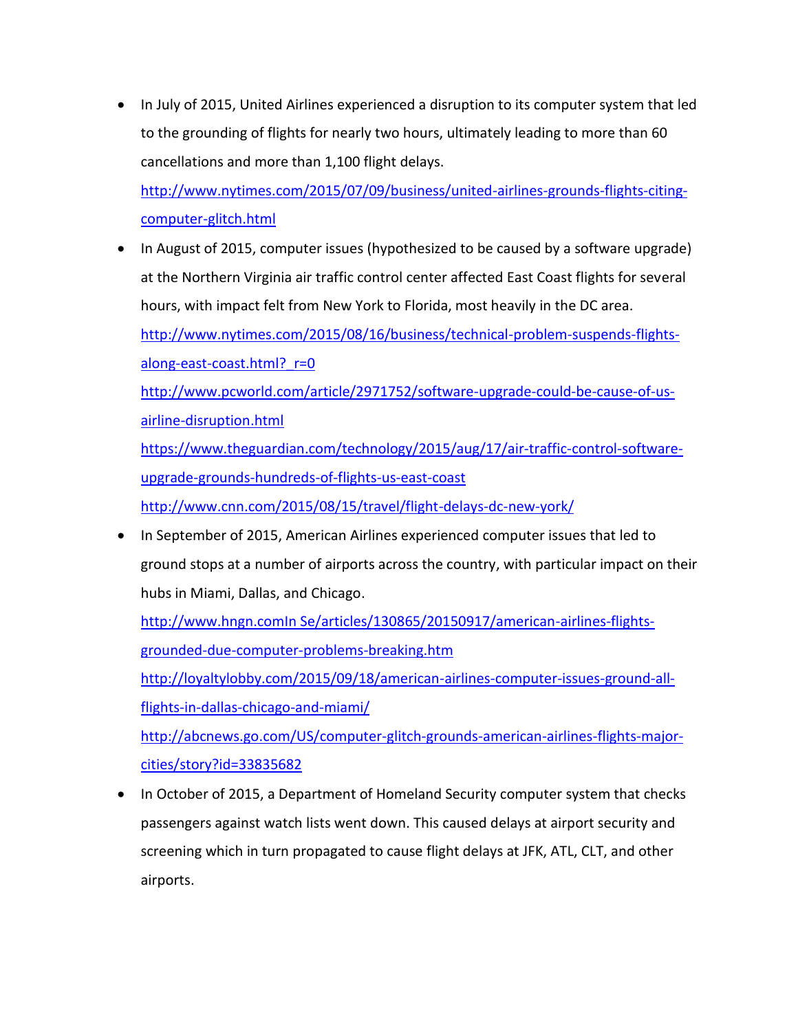- In July of 2015, United Airlines experienced a disruption to its computer system that led to the grounding of flights for nearly two hours, ultimately leading to more than 60 cancellations and more than 1,100 flight delays. http://www.nytimes.com/2015/07/09/business/united-airlines-grounds-flights-citing-computer-glitch.html
- In August of 2015, computer issues (hypothesized to be caused by a software upgrade) at the Northern Virginia air traffic control center affected East Coast flights for several hours, with impact felt from New York to Florida, most heavily in the DC area. http://www.nytimes.com/2015/08/16/business/technical-problem-suspends-flights-along-east-coast.html?_r=0 http://www.pcworld.com/article/2971752/software-upgrade-could-be-cause-of-us-airline-disruption.html https://www.theguardian.com/technology/2015/aug/17/air-traffic-control-software-upgrade-grounds-hundreds-of-flights-us-east-coast http://www.cnn.com/2015/08/15/travel/flight-delays-dc-new-york/
- In September of 2015, American Airlines experienced computer issues that led to ground stops at a number of airports across the country, with particular impact on their hubs in Miami, Dallas, and Chicago. http://www.hngn.comIn Se/articles/130865/20150917/american-airlines-flights-grounded-due-computer-problems-breaking.htm http://loyaltylobby.com/2015/09/18/american-airlines-computer-issues-ground-all-flights-in-dallas-chicago-and-miami/ http://abcnews.go.com/US/computer-glitch-grounds-american-airlines-flights-major-cities/story?id=33835682
- In October of 2015, a Department of Homeland Security computer system that checks passengers against watch lists went down. This caused delays at airport security and screening which in turn propagated to cause flight delays at JFK, ATL, CLT, and other airports.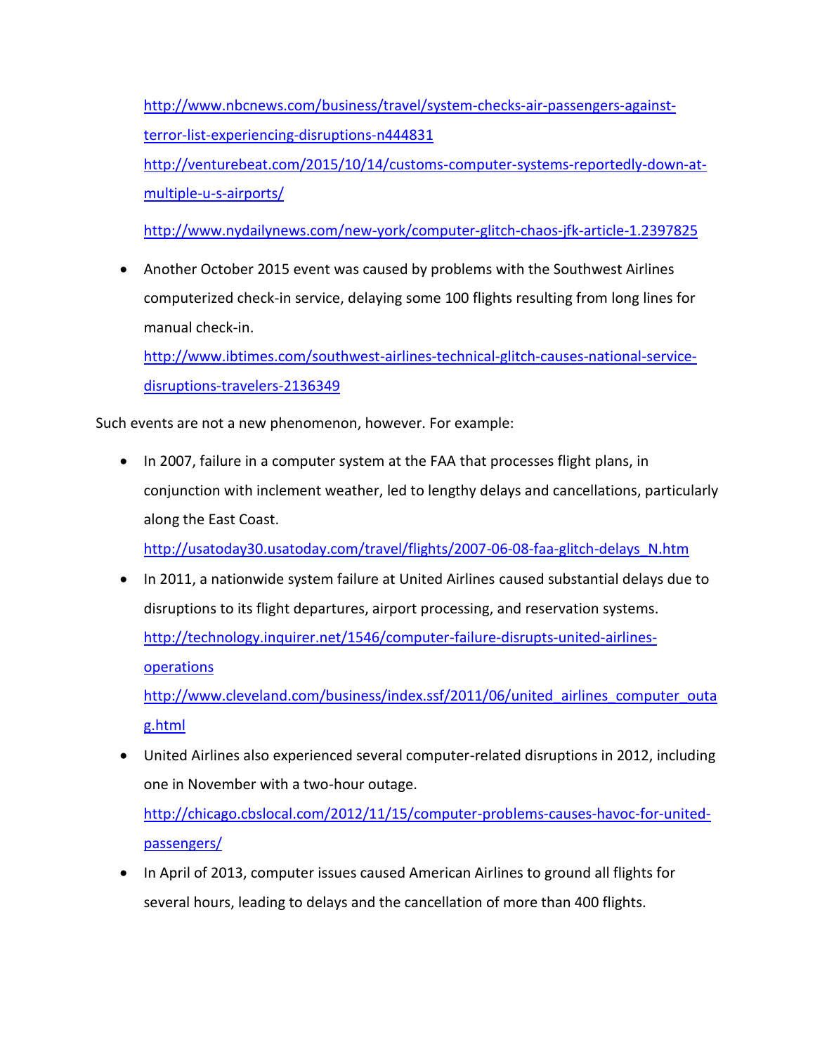http://www.nbcnews.com/business/travel/system-checks-air-passengers-against-terror-list-experiencing-disruptions-n444831

http://venturebeat.com/2015/10/14/customs-computer-systems-reportedly-down-at-multiple-u-s-airports/

http://www.nydailynews.com/new-york/computer-glitch-chaos-jfk-article-1.2397825

- Another October 2015 event was caused by problems with the Southwest Airlines computerized check-in service, delaying some 100 flights resulting from long lines for manual check-in.
  http://www.ibtimes.com/southwest-airlines-technical-glitch-causes-national-service-disruptions-travelers-2136349

Such events are not a new phenomenon, however. For example:

- In 2007, failure in a computer system at the FAA that processes flight plans, in conjunction with inclement weather, led to lengthy delays and cancellations, particularly along the East Coast.
  http://usatoday30.usatoday.com/travel/flights/2007-06-08-faa-glitch-delays_N.htm
- In 2011, a nationwide system failure at United Airlines caused substantial delays due to disruptions to its flight departures, airport processing, and reservation systems.
  http://technology.inquirer.net/1546/computer-failure-disrupts-united-airlines-operations
  http://www.cleveland.com/business/index.ssf/2011/06/united_airlines_computer_outag.html
- United Airlines also experienced several computer-related disruptions in 2012, including one in November with a two-hour outage.
  http://chicago.cbslocal.com/2012/11/15/computer-problems-causes-havoc-for-united-passengers/
- In April of 2013, computer issues caused American Airlines to ground all flights for several hours, leading to delays and the cancellation of more than 400 flights.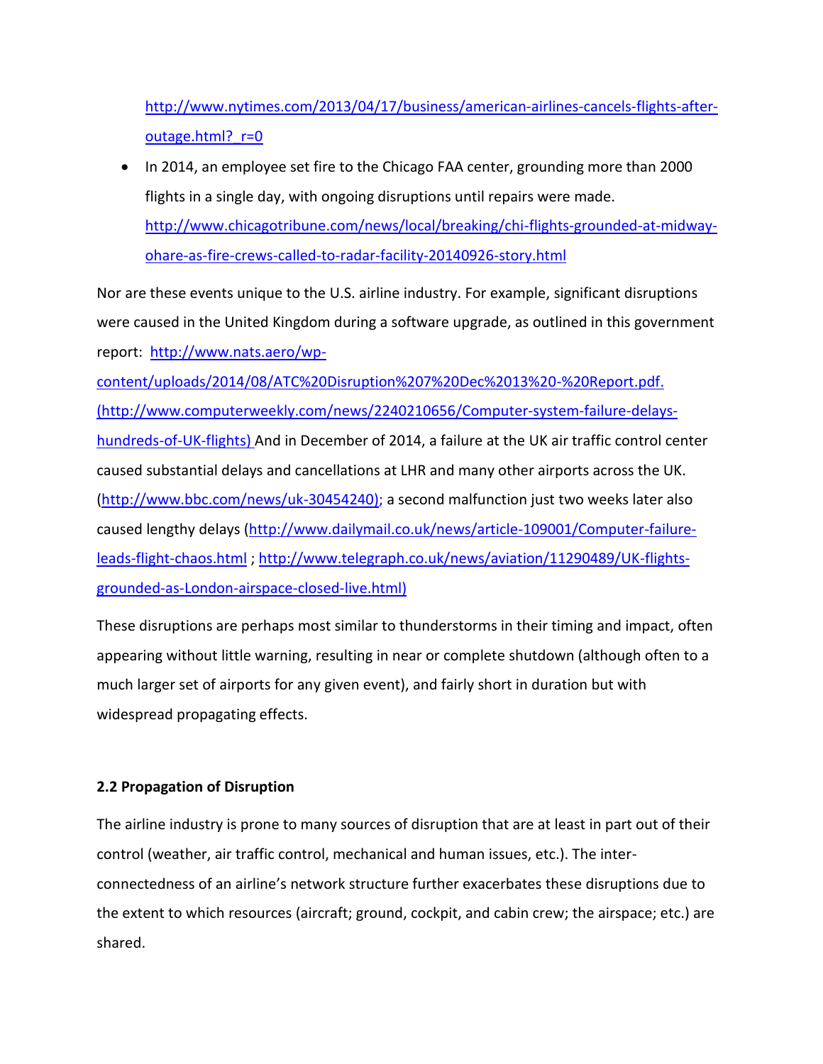http://www.nytimes.com/2013/04/17/business/american-airlines-cancels-flights-after-outage.html?_r=0

- In 2014, an employee set fire to the Chicago FAA center, grounding more than 2000 flights in a single day, with ongoing disruptions until repairs were made. http://www.chicagotribune.com/news/local/breaking/chi-flights-grounded-at-midway-ohare-as-fire-crews-called-to-radar-facility-20140926-story.html

Nor are these events unique to the U.S. airline industry. For example, significant disruptions were caused in the United Kingdom during a software upgrade, as outlined in this government report: http://www.nats.aero/wp-content/uploads/2014/08/ATC%20Disruption%207%20Dec%2013%20-%20Report.pdf. (http://www.computerweekly.com/news/2240210656/Computer-system-failure-delays-hundreds-of-UK-flights) And in December of 2014, a failure at the UK air traffic control center caused substantial delays and cancellations at LHR and many other airports across the UK. (http://www.bbc.com/news/uk-30454240); a second malfunction just two weeks later also caused lengthy delays (http://www.dailymail.co.uk/news/article-109001/Computer-failure-leads-flight-chaos.html ; http://www.telegraph.co.uk/news/aviation/11290489/UK-flights-grounded-as-London-airspace-closed-live.html)

These disruptions are perhaps most similar to thunderstorms in their timing and impact, often appearing without little warning, resulting in near or complete shutdown (although often to a much larger set of airports for any given event), and fairly short in duration but with widespread propagating effects.

**2.2 Propagation of Disruption**

The airline industry is prone to many sources of disruption that are at least in part out of their control (weather, air traffic control, mechanical and human issues, etc.). The inter-connectedness of an airline's network structure further exacerbates these disruptions due to the extent to which resources (aircraft; ground, cockpit, and cabin crew; the airspace; etc.) are shared.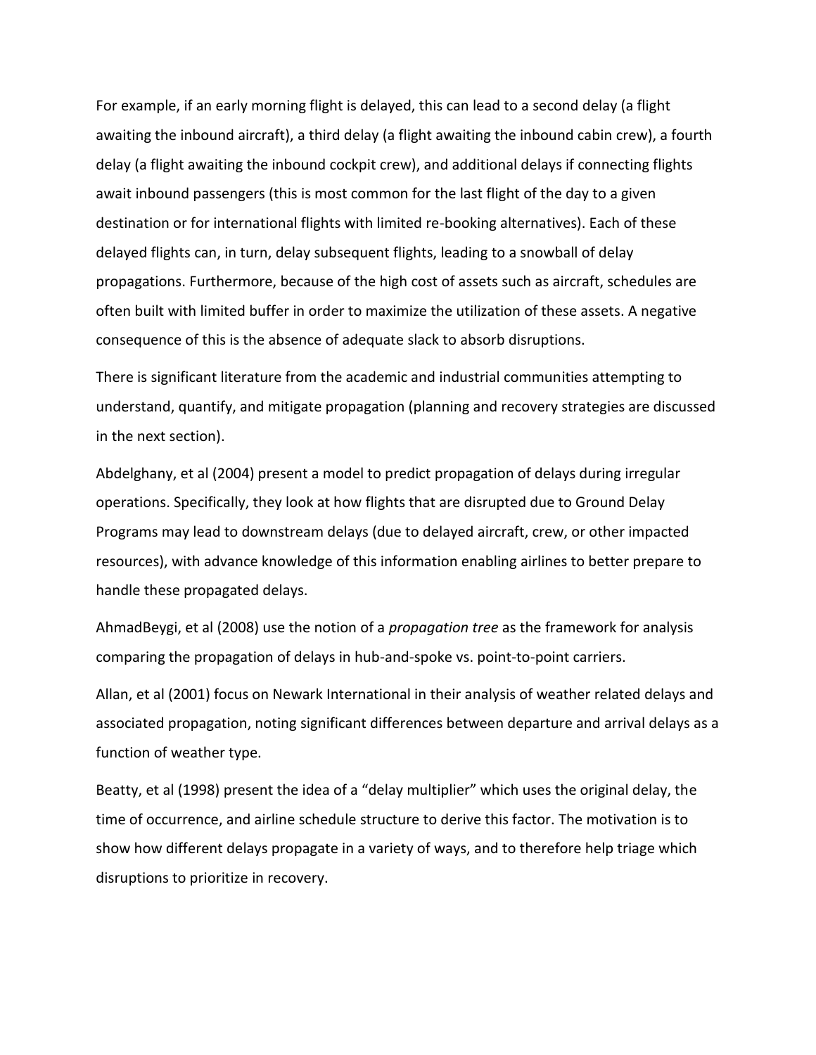For example, if an early morning flight is delayed, this can lead to a second delay (a flight awaiting the inbound aircraft), a third delay (a flight awaiting the inbound cabin crew), a fourth delay (a flight awaiting the inbound cockpit crew), and additional delays if connecting flights await inbound passengers (this is most common for the last flight of the day to a given destination or for international flights with limited re-booking alternatives). Each of these delayed flights can, in turn, delay subsequent flights, leading to a snowball of delay propagations. Furthermore, because of the high cost of assets such as aircraft, schedules are often built with limited buffer in order to maximize the utilization of these assets. A negative consequence of this is the absence of adequate slack to absorb disruptions.

There is significant literature from the academic and industrial communities attempting to understand, quantify, and mitigate propagation (planning and recovery strategies are discussed in the next section).

Abdelghany, et al (2004) present a model to predict propagation of delays during irregular operations. Specifically, they look at how flights that are disrupted due to Ground Delay Programs may lead to downstream delays (due to delayed aircraft, crew, or other impacted resources), with advance knowledge of this information enabling airlines to better prepare to handle these propagated delays.

AhmadBeygi, et al (2008) use the notion of a *propagation tree* as the framework for analysis comparing the propagation of delays in hub-and-spoke vs. point-to-point carriers.

Allan, et al (2001) focus on Newark International in their analysis of weather related delays and associated propagation, noting significant differences between departure and arrival delays as a function of weather type.

Beatty, et al (1998) present the idea of a "delay multiplier" which uses the original delay, the time of occurrence, and airline schedule structure to derive this factor. The motivation is to show how different delays propagate in a variety of ways, and to therefore help triage which disruptions to prioritize in recovery.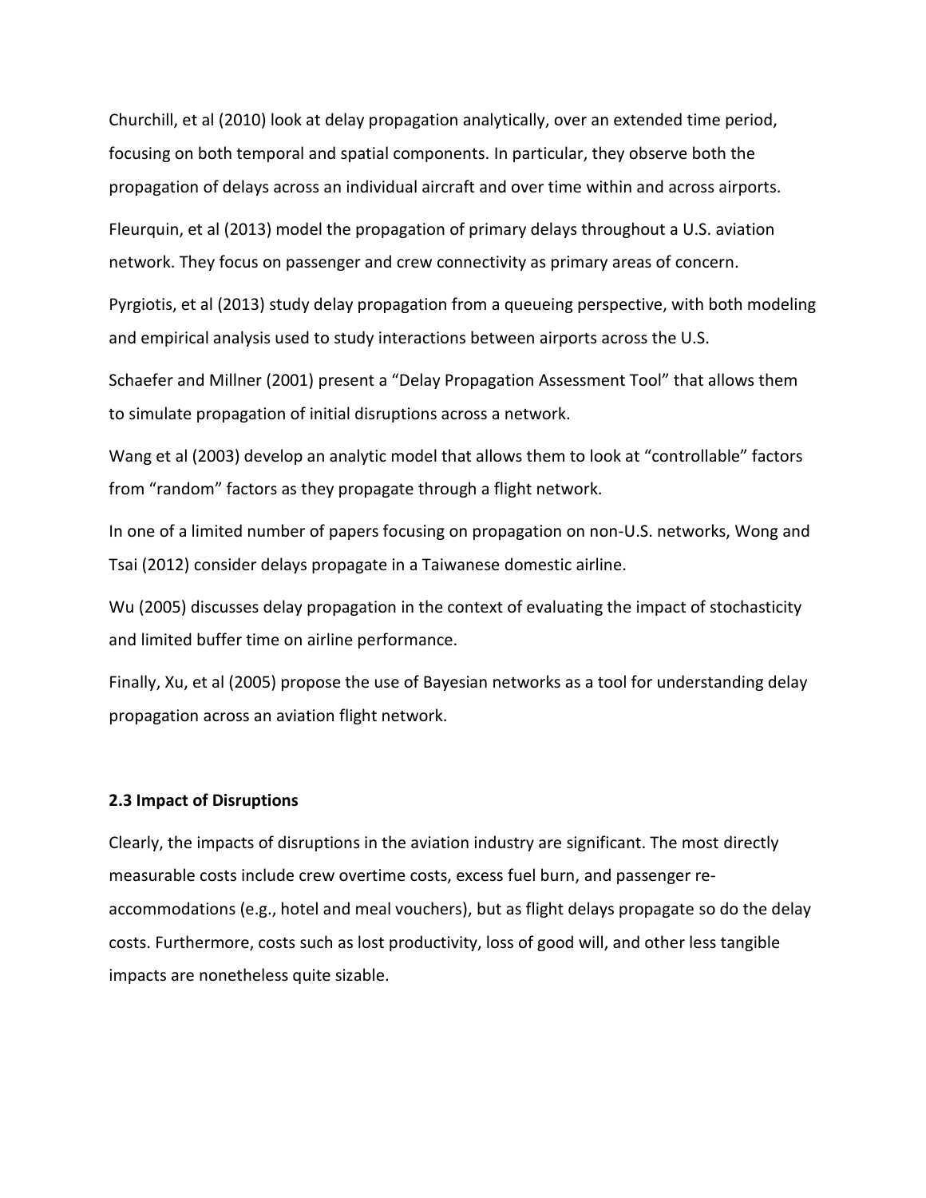Churchill, et al (2010) look at delay propagation analytically, over an extended time period, focusing on both temporal and spatial components. In particular, they observe both the propagation of delays across an individual aircraft and over time within and across airports.

Fleurquin, et al (2013) model the propagation of primary delays throughout a U.S. aviation network. They focus on passenger and crew connectivity as primary areas of concern.

Pyrgiotis, et al (2013) study delay propagation from a queueing perspective, with both modeling and empirical analysis used to study interactions between airports across the U.S.

Schaefer and Millner (2001) present a "Delay Propagation Assessment Tool" that allows them to simulate propagation of initial disruptions across a network.

Wang et al (2003) develop an analytic model that allows them to look at "controllable" factors from "random" factors as they propagate through a flight network.

In one of a limited number of papers focusing on propagation on non-U.S. networks, Wong and Tsai (2012) consider delays propagate in a Taiwanese domestic airline.

Wu (2005) discusses delay propagation in the context of evaluating the impact of stochasticity and limited buffer time on airline performance.

Finally, Xu, et al (2005) propose the use of Bayesian networks as a tool for understanding delay propagation across an aviation flight network.

### 2.3 Impact of Disruptions

Clearly, the impacts of disruptions in the aviation industry are significant. The most directly measurable costs include crew overtime costs, excess fuel burn, and passenger re-accommodations (e.g., hotel and meal vouchers), but as flight delays propagate so do the delay costs. Furthermore, costs such as lost productivity, loss of good will, and other less tangible impacts are nonetheless quite sizable.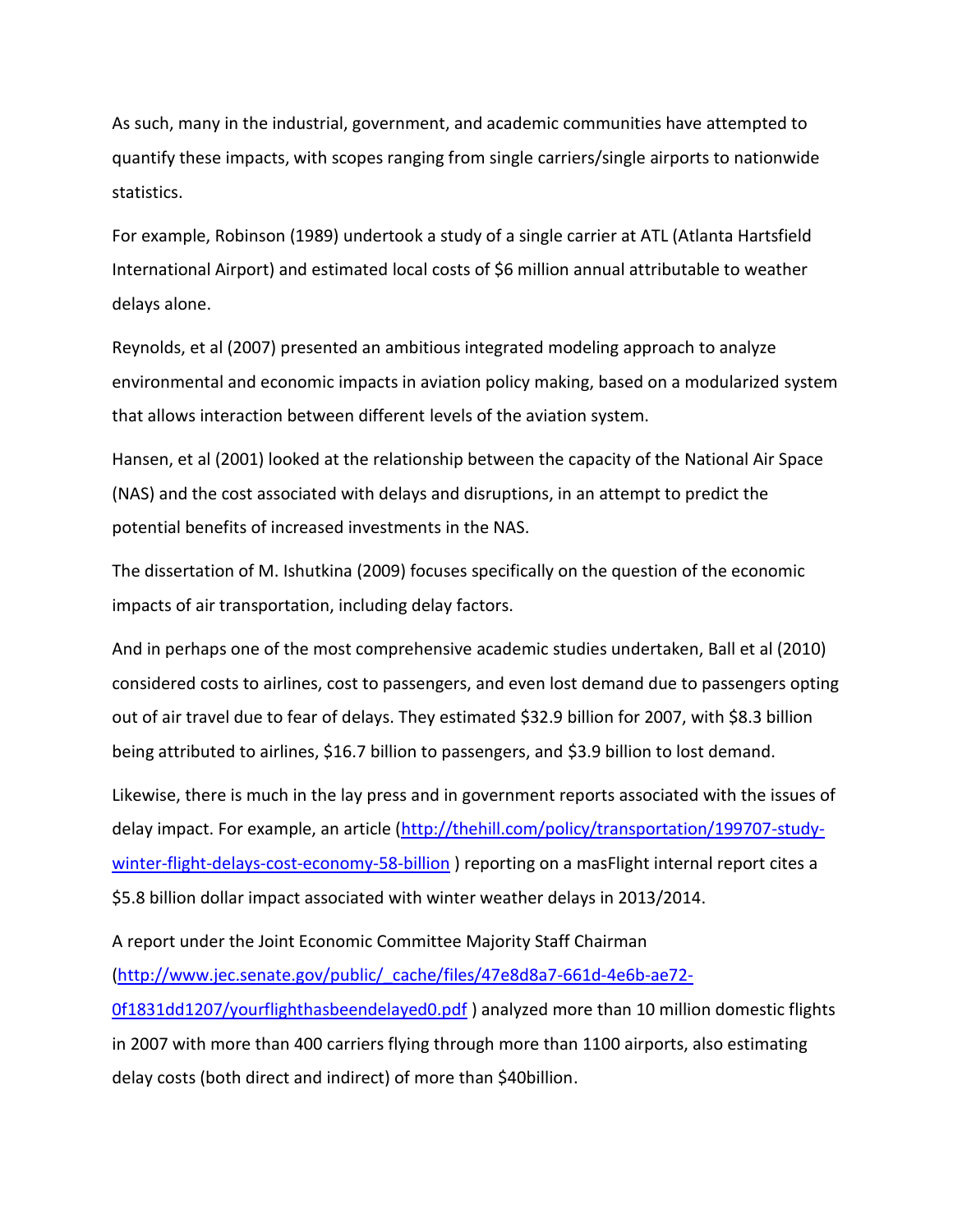As such, many in the industrial, government, and academic communities have attempted to quantify these impacts, with scopes ranging from single carriers/single airports to nationwide statistics.

For example, Robinson (1989) undertook a study of a single carrier at ATL (Atlanta Hartsfield International Airport) and estimated local costs of $6 million annual attributable to weather delays alone.

Reynolds, et al (2007) presented an ambitious integrated modeling approach to analyze environmental and economic impacts in aviation policy making, based on a modularized system that allows interaction between different levels of the aviation system.

Hansen, et al (2001) looked at the relationship between the capacity of the National Air Space (NAS) and the cost associated with delays and disruptions, in an attempt to predict the potential benefits of increased investments in the NAS.

The dissertation of M. Ishutkina (2009) focuses specifically on the question of the economic impacts of air transportation, including delay factors.

And in perhaps one of the most comprehensive academic studies undertaken, Ball et al (2010) considered costs to airlines, cost to passengers, and even lost demand due to passengers opting out of air travel due to fear of delays. They estimated $32.9 billion for 2007, with $8.3 billion being attributed to airlines, $16.7 billion to passengers, and $3.9 billion to lost demand.

Likewise, there is much in the lay press and in government reports associated with the issues of delay impact. For example, an article (http://thehill.com/policy/transportation/199707-study-winter-flight-delays-cost-economy-58-billion ) reporting on a masFlight internal report cites a $5.8 billion dollar impact associated with winter weather delays in 2013/2014.

A report under the Joint Economic Committee Majority Staff Chairman (http://www.jec.senate.gov/public/_cache/files/47e8d8a7-661d-4e6b-ae72-0f1831dd1207/yourflighthasbeendelayed0.pdf ) analyzed more than 10 million domestic flights in 2007 with more than 400 carriers flying through more than 1100 airports, also estimating delay costs (both direct and indirect) of more than $40billion.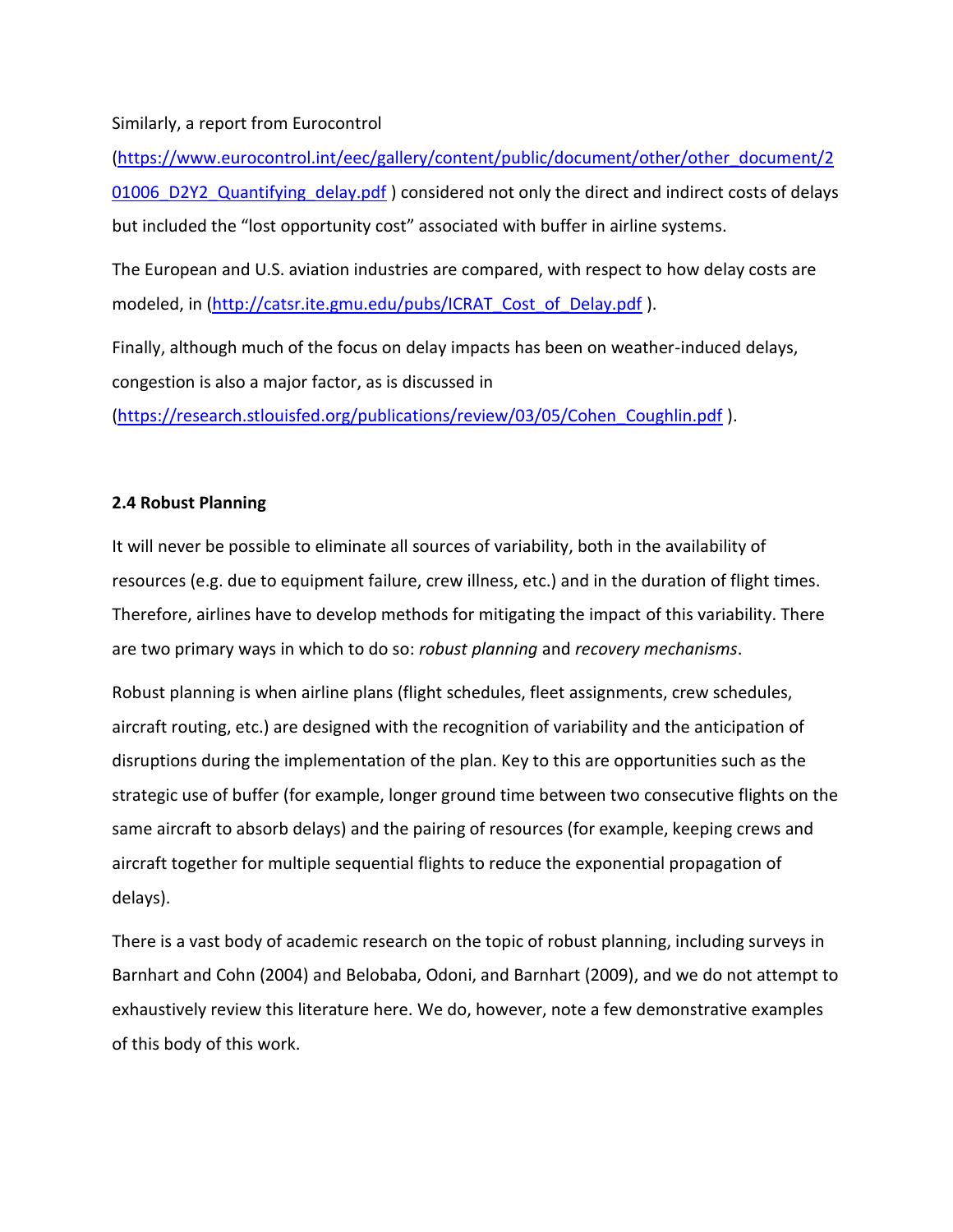Similarly, a report from Eurocontrol (https://www.eurocontrol.int/eec/gallery/content/public/document/other/other_document/201006_D2Y2_Quantifying_delay.pdf ) considered not only the direct and indirect costs of delays but included the "lost opportunity cost" associated with buffer in airline systems.

The European and U.S. aviation industries are compared, with respect to how delay costs are modeled, in (http://catsr.ite.gmu.edu/pubs/ICRAT_Cost_of_Delay.pdf ).

Finally, although much of the focus on delay impacts has been on weather-induced delays, congestion is also a major factor, as is discussed in (https://research.stlouisfed.org/publications/review/03/05/Cohen_Coughlin.pdf ).

### 2.4 Robust Planning

It will never be possible to eliminate all sources of variability, both in the availability of resources (e.g. due to equipment failure, crew illness, etc.) and in the duration of flight times. Therefore, airlines have to develop methods for mitigating the impact of this variability. There are two primary ways in which to do so: *robust planning* and *recovery mechanisms*.

Robust planning is when airline plans (flight schedules, fleet assignments, crew schedules, aircraft routing, etc.) are designed with the recognition of variability and the anticipation of disruptions during the implementation of the plan. Key to this are opportunities such as the strategic use of buffer (for example, longer ground time between two consecutive flights on the same aircraft to absorb delays) and the pairing of resources (for example, keeping crews and aircraft together for multiple sequential flights to reduce the exponential propagation of delays).

There is a vast body of academic research on the topic of robust planning, including surveys in Barnhart and Cohn (2004) and Belobaba, Odoni, and Barnhart (2009), and we do not attempt to exhaustively review this literature here. We do, however, note a few demonstrative examples of this body of this work.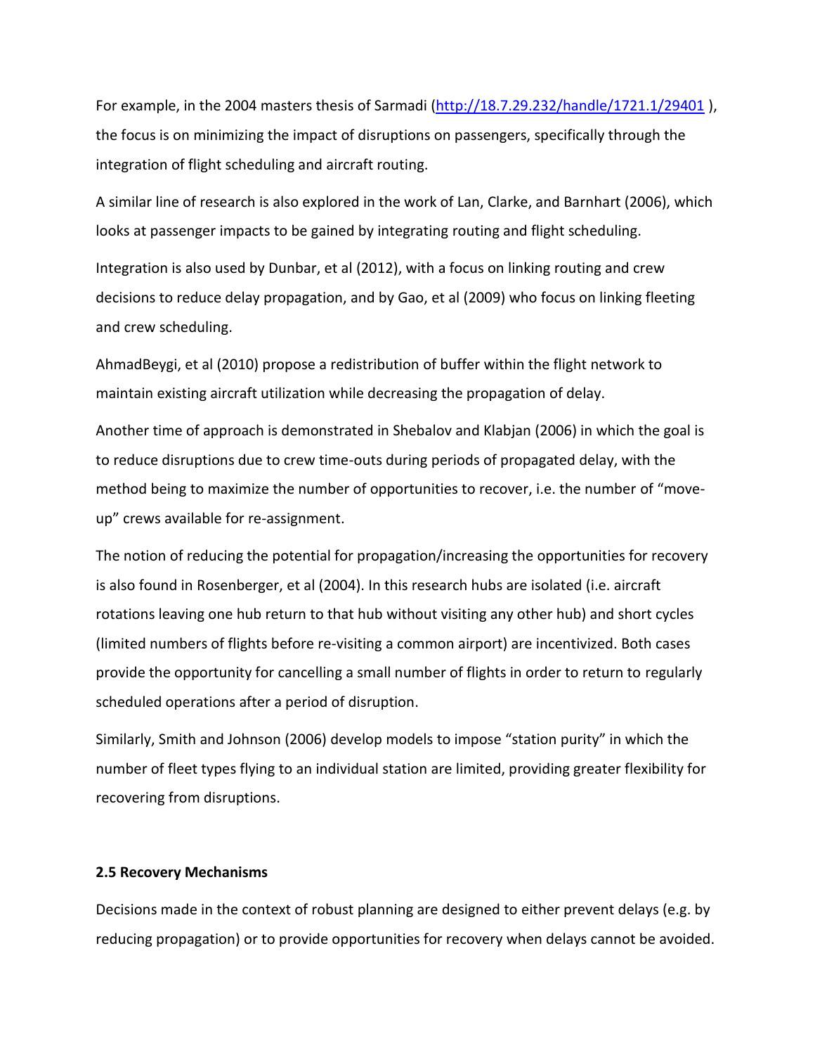For example, in the 2004 masters thesis of Sarmadi (http://18.7.29.232/handle/1721.1/29401 ), the focus is on minimizing the impact of disruptions on passengers, specifically through the integration of flight scheduling and aircraft routing.

A similar line of research is also explored in the work of Lan, Clarke, and Barnhart (2006), which looks at passenger impacts to be gained by integrating routing and flight scheduling.

Integration is also used by Dunbar, et al (2012), with a focus on linking routing and crew decisions to reduce delay propagation, and by Gao, et al (2009) who focus on linking fleeting and crew scheduling.

AhmadBeygi, et al (2010) propose a redistribution of buffer within the flight network to maintain existing aircraft utilization while decreasing the propagation of delay.

Another time of approach is demonstrated in Shebalov and Klabjan (2006) in which the goal is to reduce disruptions due to crew time-outs during periods of propagated delay, with the method being to maximize the number of opportunities to recover, i.e. the number of "move-up" crews available for re-assignment.

The notion of reducing the potential for propagation/increasing the opportunities for recovery is also found in Rosenberger, et al (2004). In this research hubs are isolated (i.e. aircraft rotations leaving one hub return to that hub without visiting any other hub) and short cycles (limited numbers of flights before re-visiting a common airport) are incentivized. Both cases provide the opportunity for cancelling a small number of flights in order to return to regularly scheduled operations after a period of disruption.

Similarly, Smith and Johnson (2006) develop models to impose "station purity" in which the number of fleet types flying to an individual station are limited, providing greater flexibility for recovering from disruptions.

### 2.5 Recovery Mechanisms

Decisions made in the context of robust planning are designed to either prevent delays (e.g. by reducing propagation) or to provide opportunities for recovery when delays cannot be avoided.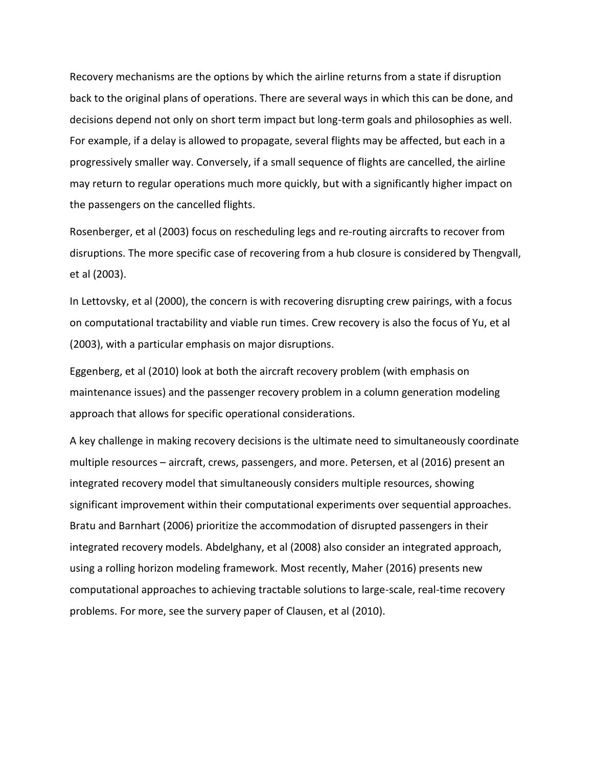Recovery mechanisms are the options by which the airline returns from a state if disruption back to the original plans of operations. There are several ways in which this can be done, and decisions depend not only on short term impact but long-term goals and philosophies as well. For example, if a delay is allowed to propagate, several flights may be affected, but each in a progressively smaller way. Conversely, if a small sequence of flights are cancelled, the airline may return to regular operations much more quickly, but with a significantly higher impact on the passengers on the cancelled flights.

Rosenberger, et al (2003) focus on rescheduling legs and re-routing aircrafts to recover from disruptions. The more specific case of recovering from a hub closure is considered by Thengvall, et al (2003).

In Lettovsky, et al (2000), the concern is with recovering disrupting crew pairings, with a focus on computational tractability and viable run times. Crew recovery is also the focus of Yu, et al (2003), with a particular emphasis on major disruptions.

Eggenberg, et al (2010) look at both the aircraft recovery problem (with emphasis on maintenance issues) and the passenger recovery problem in a column generation modeling approach that allows for specific operational considerations.

A key challenge in making recovery decisions is the ultimate need to simultaneously coordinate multiple resources – aircraft, crews, passengers, and more. Petersen, et al (2016) present an integrated recovery model that simultaneously considers multiple resources, showing significant improvement within their computational experiments over sequential approaches. Bratu and Barnhart (2006) prioritize the accommodation of disrupted passengers in their integrated recovery models. Abdelghany, et al (2008) also consider an integrated approach, using a rolling horizon modeling framework. Most recently, Maher (2016) presents new computational approaches to achieving tractable solutions to large-scale, real-time recovery problems. For more, see the survery paper of Clausen, et al (2010).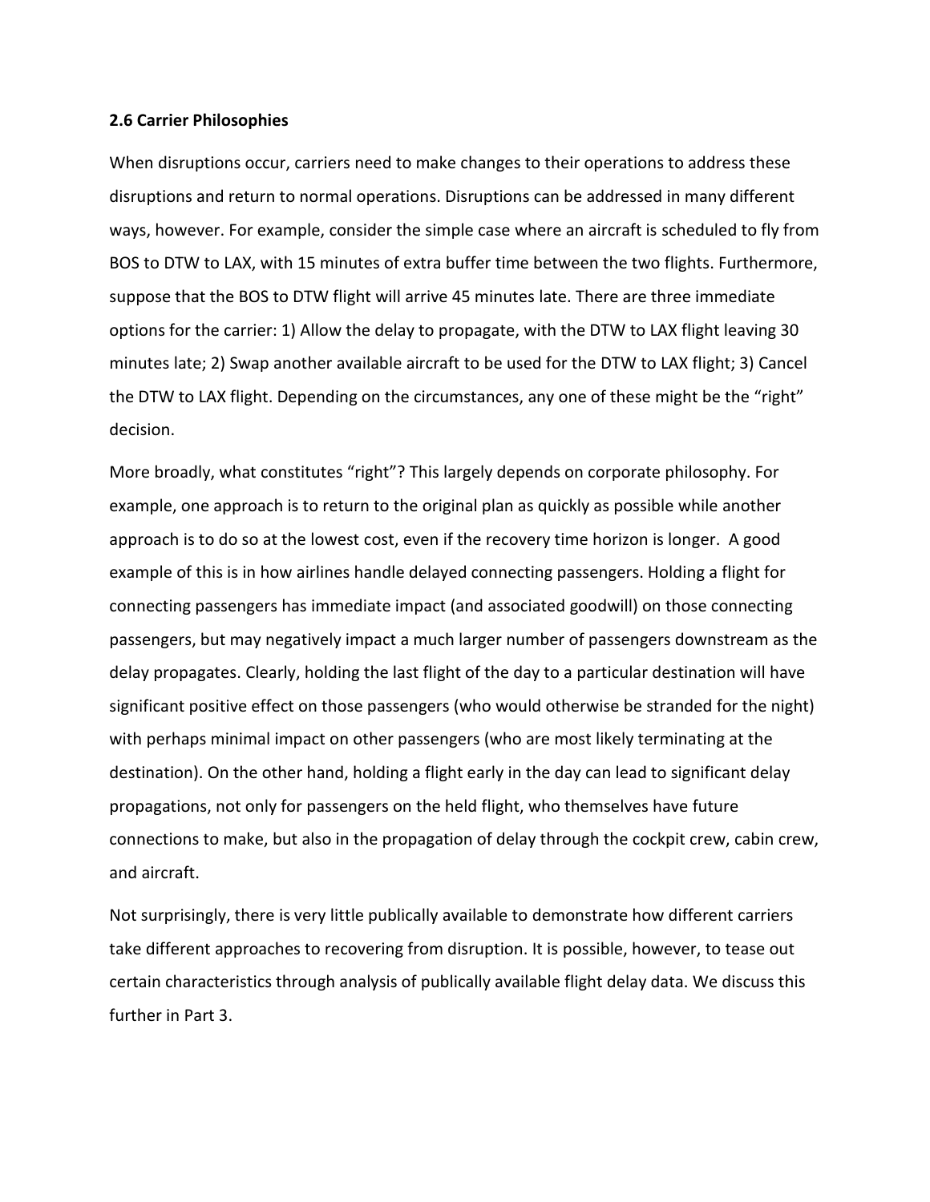### 2.6 Carrier Philosophies

When disruptions occur, carriers need to make changes to their operations to address these disruptions and return to normal operations. Disruptions can be addressed in many different ways, however. For example, consider the simple case where an aircraft is scheduled to fly from BOS to DTW to LAX, with 15 minutes of extra buffer time between the two flights. Furthermore, suppose that the BOS to DTW flight will arrive 45 minutes late. There are three immediate options for the carrier: 1) Allow the delay to propagate, with the DTW to LAX flight leaving 30 minutes late; 2) Swap another available aircraft to be used for the DTW to LAX flight; 3) Cancel the DTW to LAX flight. Depending on the circumstances, any one of these might be the "right" decision.

More broadly, what constitutes "right"? This largely depends on corporate philosophy. For example, one approach is to return to the original plan as quickly as possible while another approach is to do so at the lowest cost, even if the recovery time horizon is longer. A good example of this is in how airlines handle delayed connecting passengers. Holding a flight for connecting passengers has immediate impact (and associated goodwill) on those connecting passengers, but may negatively impact a much larger number of passengers downstream as the delay propagates. Clearly, holding the last flight of the day to a particular destination will have significant positive effect on those passengers (who would otherwise be stranded for the night) with perhaps minimal impact on other passengers (who are most likely terminating at the destination). On the other hand, holding a flight early in the day can lead to significant delay propagations, not only for passengers on the held flight, who themselves have future connections to make, but also in the propagation of delay through the cockpit crew, cabin crew, and aircraft.

Not surprisingly, there is very little publically available to demonstrate how different carriers take different approaches to recovering from disruption. It is possible, however, to tease out certain characteristics through analysis of publically available flight delay data. We discuss this further in Part 3.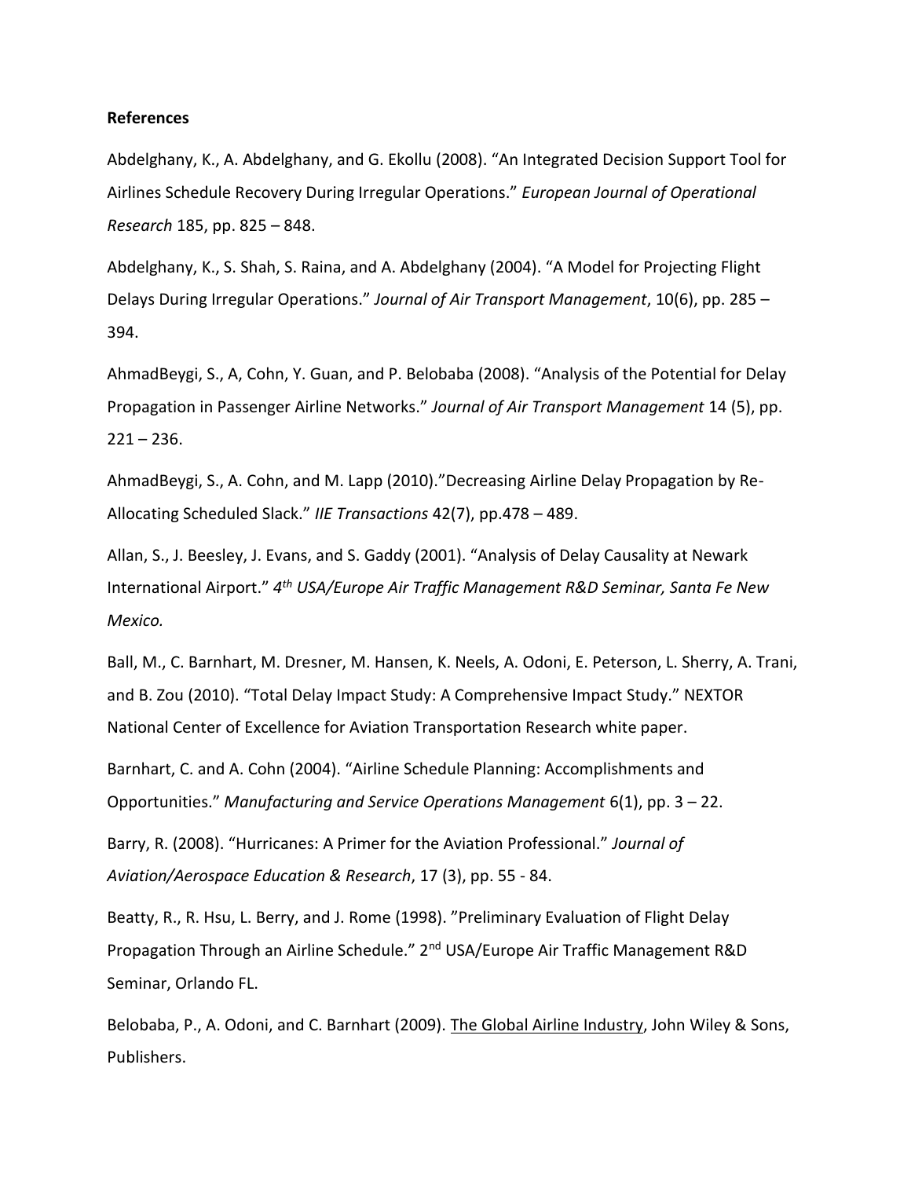**References**

Abdelghany, K., A. Abdelghany, and G. Ekollu (2008). "An Integrated Decision Support Tool for Airlines Schedule Recovery During Irregular Operations." *European Journal of Operational Research* 185, pp. 825 – 848.

Abdelghany, K., S. Shah, S. Raina, and A. Abdelghany (2004). "A Model for Projecting Flight Delays During Irregular Operations." *Journal of Air Transport Management*, 10(6), pp. 285 – 394.

AhmadBeygi, S., A, Cohn, Y. Guan, and P. Belobaba (2008). "Analysis of the Potential for Delay Propagation in Passenger Airline Networks." *Journal of Air Transport Management* 14 (5), pp. 221 – 236.

AhmadBeygi, S., A. Cohn, and M. Lapp (2010)."Decreasing Airline Delay Propagation by Re-Allocating Scheduled Slack." *IIE Transactions* 42(7), pp.478 – 489.

Allan, S., J. Beesley, J. Evans, and S. Gaddy (2001). "Analysis of Delay Causality at Newark International Airport." *4th USA/Europe Air Traffic Management R&D Seminar, Santa Fe New Mexico.*

Ball, M., C. Barnhart, M. Dresner, M. Hansen, K. Neels, A. Odoni, E. Peterson, L. Sherry, A. Trani, and B. Zou (2010). "Total Delay Impact Study: A Comprehensive Impact Study." NEXTOR National Center of Excellence for Aviation Transportation Research white paper.

Barnhart, C. and A. Cohn (2004). "Airline Schedule Planning: Accomplishments and Opportunities." *Manufacturing and Service Operations Management* 6(1), pp. 3 – 22.

Barry, R. (2008). "Hurricanes: A Primer for the Aviation Professional." *Journal of Aviation/Aerospace Education & Research*, 17 (3), pp. 55 - 84.

Beatty, R., R. Hsu, L. Berry, and J. Rome (1998). "Preliminary Evaluation of Flight Delay Propagation Through an Airline Schedule." 2nd USA/Europe Air Traffic Management R&D Seminar, Orlando FL.

Belobaba, P., A. Odoni, and C. Barnhart (2009). The Global Airline Industry, John Wiley & Sons, Publishers.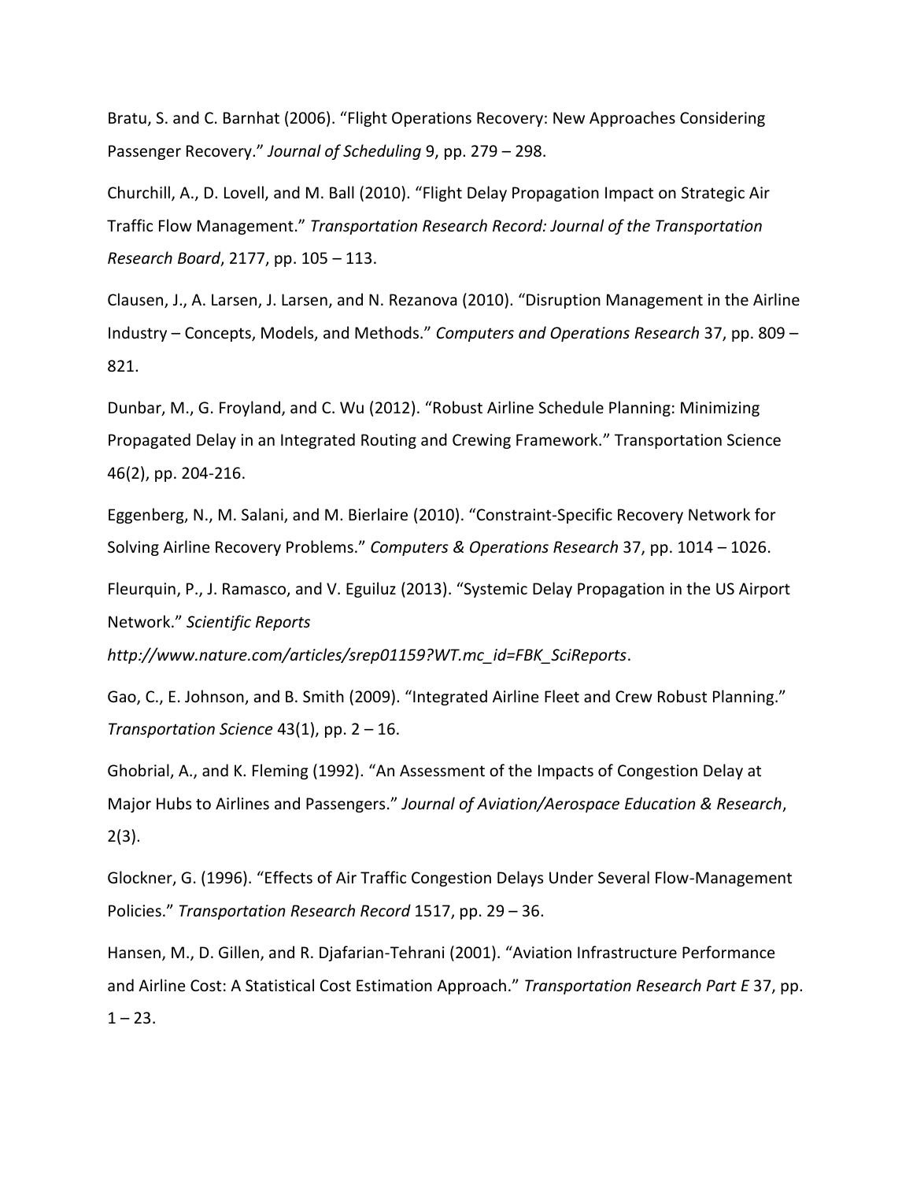Bratu, S. and C. Barnhat (2006). "Flight Operations Recovery: New Approaches Considering Passenger Recovery." *Journal of Scheduling* 9, pp. 279 – 298.

Churchill, A., D. Lovell, and M. Ball (2010). "Flight Delay Propagation Impact on Strategic Air Traffic Flow Management." *Transportation Research Record: Journal of the Transportation Research Board*, 2177, pp. 105 – 113.

Clausen, J., A. Larsen, J. Larsen, and N. Rezanova (2010). "Disruption Management in the Airline Industry – Concepts, Models, and Methods." *Computers and Operations Research* 37, pp. 809 – 821.

Dunbar, M., G. Froyland, and C. Wu (2012). "Robust Airline Schedule Planning: Minimizing Propagated Delay in an Integrated Routing and Crewing Framework." Transportation Science 46(2), pp. 204-216.

Eggenberg, N., M. Salani, and M. Bierlaire (2010). "Constraint-Specific Recovery Network for Solving Airline Recovery Problems." *Computers & Operations Research* 37, pp. 1014 – 1026.

Fleurquin, P., J. Ramasco, and V. Eguiluz (2013). "Systemic Delay Propagation in the US Airport Network." *Scientific Reports* *http://www.nature.com/articles/srep01159?WT.mc_id=FBK_SciReports*.

Gao, C., E. Johnson, and B. Smith (2009). "Integrated Airline Fleet and Crew Robust Planning." *Transportation Science* 43(1), pp. 2 – 16.

Ghobrial, A., and K. Fleming (1992). "An Assessment of the Impacts of Congestion Delay at Major Hubs to Airlines and Passengers." *Journal of Aviation/Aerospace Education & Research*, 2(3).

Glockner, G. (1996). "Effects of Air Traffic Congestion Delays Under Several Flow-Management Policies." *Transportation Research Record* 1517, pp. 29 – 36.

Hansen, M., D. Gillen, and R. Djafarian-Tehrani (2001). "Aviation Infrastructure Performance and Airline Cost: A Statistical Cost Estimation Approach." *Transportation Research Part E* 37, pp. 1 – 23.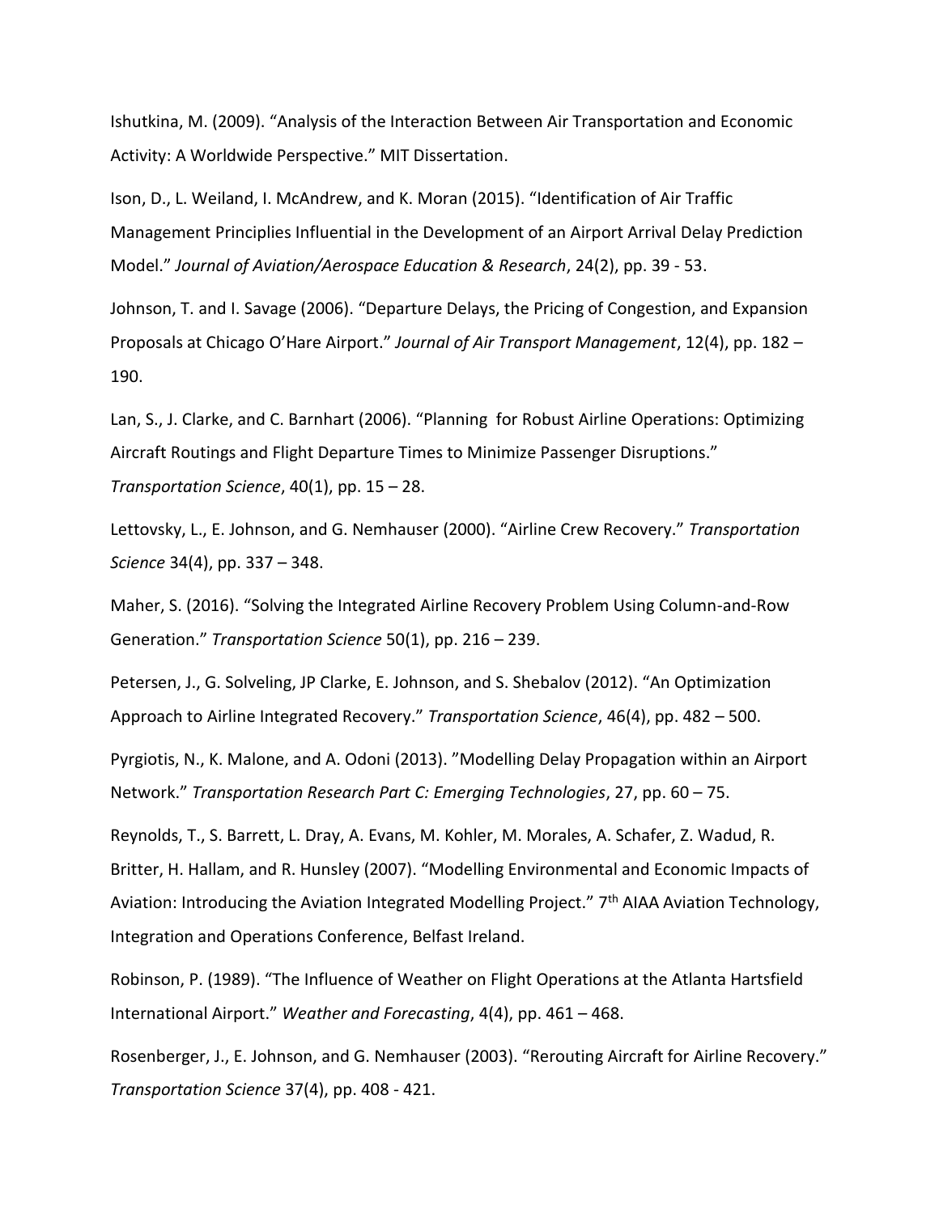Ishutkina, M. (2009). “Analysis of the Interaction Between Air Transportation and Economic Activity: A Worldwide Perspective.” MIT Dissertation.

Ison, D., L. Weiland, I. McAndrew, and K. Moran (2015). “Identification of Air Traffic Management Principles Influential in the Development of an Airport Arrival Delay Prediction Model.” *Journal of Aviation/Aerospace Education & Research*, 24(2), pp. 39 - 53.

Johnson, T. and I. Savage (2006). “Departure Delays, the Pricing of Congestion, and Expansion Proposals at Chicago O’Hare Airport.” *Journal of Air Transport Management*, 12(4), pp. 182 – 190.

Lan, S., J. Clarke, and C. Barnhart (2006). “Planning for Robust Airline Operations: Optimizing Aircraft Routings and Flight Departure Times to Minimize Passenger Disruptions.” *Transportation Science*, 40(1), pp. 15 – 28.

Lettovsky, L., E. Johnson, and G. Nemhauser (2000). “Airline Crew Recovery.” *Transportation Science* 34(4), pp. 337 – 348.

Maher, S. (2016). “Solving the Integrated Airline Recovery Problem Using Column-and-Row Generation.” *Transportation Science* 50(1), pp. 216 – 239.

Petersen, J., G. Solveling, JP Clarke, E. Johnson, and S. Shebalov (2012). “An Optimization Approach to Airline Integrated Recovery.” *Transportation Science*, 46(4), pp. 482 – 500.

Pyrgiotis, N., K. Malone, and A. Odoni (2013). ”Modelling Delay Propagation within an Airport Network.” *Transportation Research Part C: Emerging Technologies*, 27, pp. 60 – 75.

Reynolds, T., S. Barrett, L. Dray, A. Evans, M. Kohler, M. Morales, A. Schafer, Z. Wadud, R. Britter, H. Hallam, and R. Hunsley (2007). “Modelling Environmental and Economic Impacts of Aviation: Introducing the Aviation Integrated Modelling Project.” 7th AIAA Aviation Technology, Integration and Operations Conference, Belfast Ireland.

Robinson, P. (1989). “The Influence of Weather on Flight Operations at the Atlanta Hartsfield International Airport.” *Weather and Forecasting*, 4(4), pp. 461 – 468.

Rosenberger, J., E. Johnson, and G. Nemhauser (2003). “Rerouting Aircraft for Airline Recovery.” *Transportation Science* 37(4), pp. 408 - 421.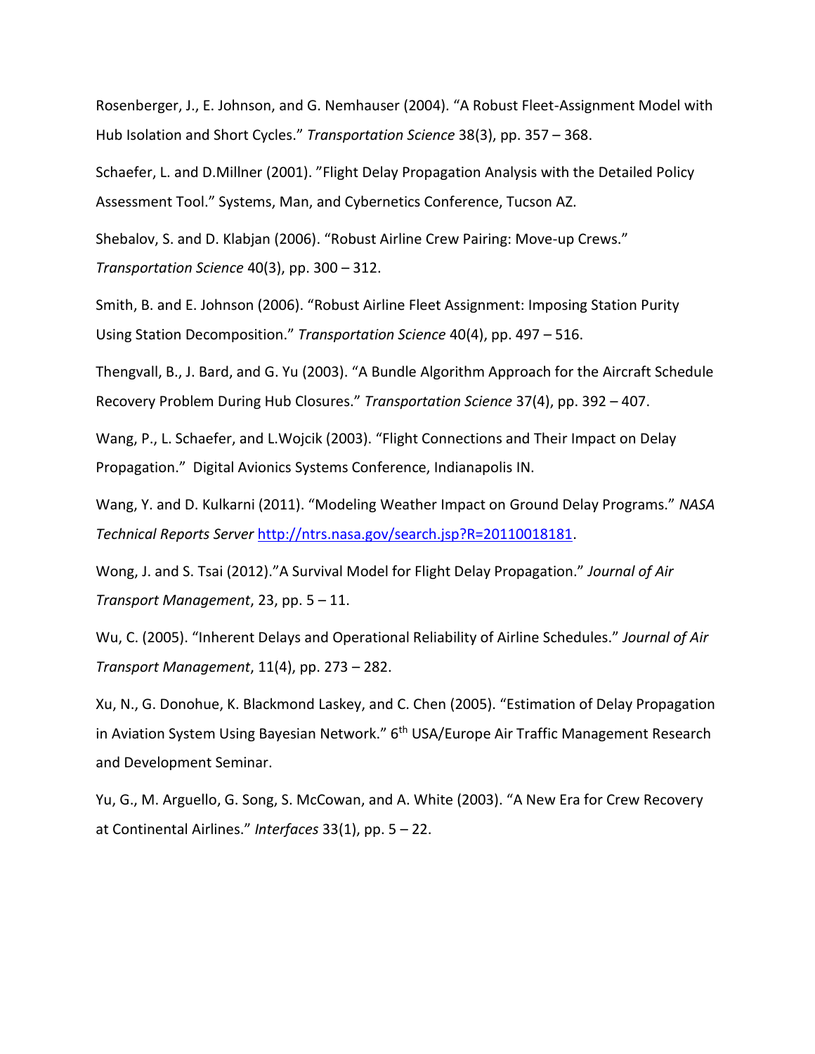Rosenberger, J., E. Johnson, and G. Nemhauser (2004). “A Robust Fleet-Assignment Model with Hub Isolation and Short Cycles.” *Transportation Science* 38(3), pp. 357 – 368.

Schaefer, L. and D.Millner (2001). ”Flight Delay Propagation Analysis with the Detailed Policy Assessment Tool.” Systems, Man, and Cybernetics Conference, Tucson AZ.

Shebalov, S. and D. Klabjan (2006). “Robust Airline Crew Pairing: Move-up Crews.” *Transportation Science* 40(3), pp. 300 – 312.

Smith, B. and E. Johnson (2006). “Robust Airline Fleet Assignment: Imposing Station Purity Using Station Decomposition.” *Transportation Science* 40(4), pp. 497 – 516.

Thengvall, B., J. Bard, and G. Yu (2003). “A Bundle Algorithm Approach for the Aircraft Schedule Recovery Problem During Hub Closures.” *Transportation Science* 37(4), pp. 392 – 407.

Wang, P., L. Schaefer, and L.Wojcik (2003). “Flight Connections and Their Impact on Delay Propagation.” Digital Avionics Systems Conference, Indianapolis IN.

Wang, Y. and D. Kulkarni (2011). “Modeling Weather Impact on Ground Delay Programs.” *NASA Technical Reports Server* http://ntrs.nasa.gov/search.jsp?R=20110018181.

Wong, J. and S. Tsai (2012).”A Survival Model for Flight Delay Propagation.” *Journal of Air Transport Management*, 23, pp. 5 – 11.

Wu, C. (2005). “Inherent Delays and Operational Reliability of Airline Schedules.” *Journal of Air Transport Management*, 11(4), pp. 273 – 282.

Xu, N., G. Donohue, K. Blackmond Laskey, and C. Chen (2005). “Estimation of Delay Propagation in Aviation System Using Bayesian Network.” 6th USA/Europe Air Traffic Management Research and Development Seminar.

Yu, G., M. Arguello, G. Song, S. McCowan, and A. White (2003). “A New Era for Crew Recovery at Continental Airlines.” *Interfaces* 33(1), pp. 5 – 22.